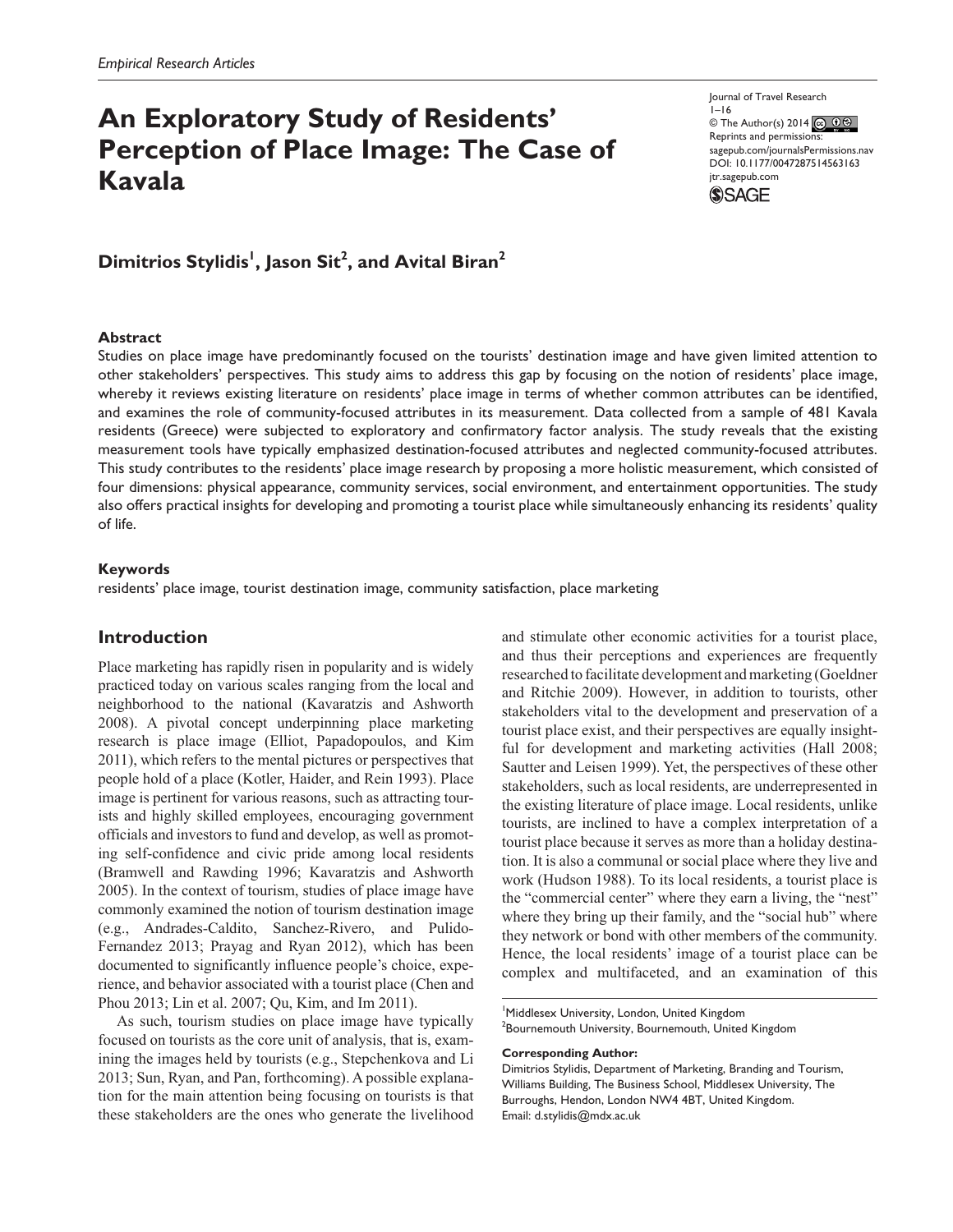*Empirical Research Articles*

# An Exploratory Study of Residents' Perception of Place Image: The Case of Kavala

Journal of Travel Research
1–16
© The Author(s) 2014
Reprints and permissions: sagepub.com/journalsPermissions.nav
DOI: 10.1177/0047287514563163
jtr.sagepub.com

**Dimitrios Stylidis[1], Jason Sit[2], and Avital Biran[2]**

### Abstract

Studies on place image have predominantly focused on the tourists' destination image and have given limited attention to other stakeholders' perspectives. This study aims to address this gap by focusing on the notion of residents' place image, whereby it reviews existing literature on residents' place image in terms of whether common attributes can be identified, and examines the role of community-focused attributes in its measurement. Data collected from a sample of 481 Kavala residents (Greece) were subjected to exploratory and confirmatory factor analysis. The study reveals that the existing measurement tools have typically emphasized destination-focused attributes and neglected community-focused attributes. This study contributes to the residents' place image research by proposing a more holistic measurement, which consisted of four dimensions: physical appearance, community services, social environment, and entertainment opportunities. The study also offers practical insights for developing and promoting a tourist place while simultaneously enhancing its residents' quality of life.

### Keywords

residents' place image, tourist destination image, community satisfaction, place marketing

## Introduction

Place marketing has rapidly risen in popularity and is widely practiced today on various scales ranging from the local and neighborhood to the national (Kavaratzis and Ashworth 2008). A pivotal concept underpinning place marketing research is place image (Elliot, Papadopoulos, and Kim 2011), which refers to the mental pictures or perspectives that people hold of a place (Kotler, Haider, and Rein 1993). Place image is pertinent for various reasons, such as attracting tourists and highly skilled employees, encouraging government officials and investors to fund and develop, as well as promoting self-confidence and civic pride among local residents (Bramwell and Rawding 1996; Kavaratzis and Ashworth 2005). In the context of tourism, studies of place image have commonly examined the notion of tourism destination image (e.g., Andrades-Caldito, Sanchez-Rivero, and Pulido-Fernandez 2013; Prayag and Ryan 2012), which has been documented to significantly influence people's choice, experience, and behavior associated with a tourist place (Chen and Phou 2013; Lin et al. 2007; Qu, Kim, and Im 2011).

As such, tourism studies on place image have typically focused on tourists as the core unit of analysis, that is, examining the images held by tourists (e.g., Stepchenkova and Li 2013; Sun, Ryan, and Pan, forthcoming). A possible explanation for the main attention being focusing on tourists is that these stakeholders are the ones who generate the livelihood and stimulate other economic activities for a tourist place, and thus their perceptions and experiences are frequently researched to facilitate development and marketing (Goeldner and Ritchie 2009). However, in addition to tourists, other stakeholders vital to the development and preservation of a tourist place exist, and their perspectives are equally insightful for development and marketing activities (Hall 2008; Sautter and Leisen 1999). Yet, the perspectives of these other stakeholders, such as local residents, are underrepresented in the existing literature of place image. Local residents, unlike tourists, are inclined to have a complex interpretation of a tourist place because it serves as more than a holiday destination. It is also a communal or social place where they live and work (Hudson 1988). To its local residents, a tourist place is the "commercial center" where they earn a living, the "nest" where they bring up their family, and the "social hub" where they network or bond with other members of the community. Hence, the local residents' image of a tourist place can be complex and multifaceted, and an examination of this

[1]Middlesex University, London, United Kingdom
[2]Bournemouth University, Bournemouth, United Kingdom

**Corresponding Author:**
Dimitrios Stylidis, Department of Marketing, Branding and Tourism, Williams Building, The Business School, Middlesex University, The Burroughs, Hendon, London NW4 4BT, United Kingdom.
Email: d.stylidis@mdx.ac.uk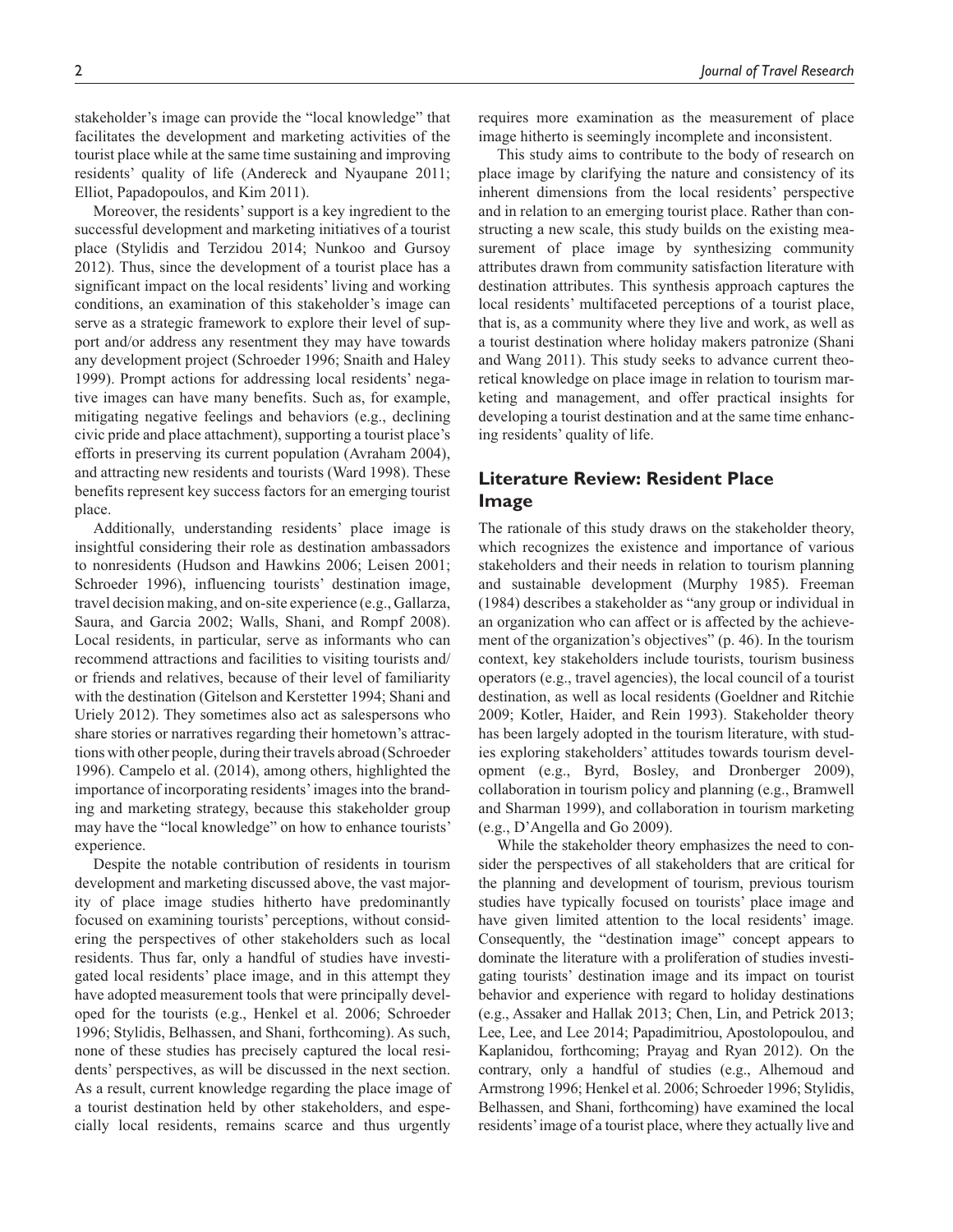stakeholder's image can provide the "local knowledge" that facilitates the development and marketing activities of the tourist place while at the same time sustaining and improving residents' quality of life (Andereck and Nyaupane 2011; Elliot, Papadopoulos, and Kim 2011).

Moreover, the residents' support is a key ingredient to the successful development and marketing initiatives of a tourist place (Stylidis and Terzidou 2014; Nunkoo and Gursoy 2012). Thus, since the development of a tourist place has a significant impact on the local residents' living and working conditions, an examination of this stakeholder's image can serve as a strategic framework to explore their level of support and/or address any resentment they may have towards any development project (Schroeder 1996; Snaith and Haley 1999). Prompt actions for addressing local residents' negative images can have many benefits. Such as, for example, mitigating negative feelings and behaviors (e.g., declining civic pride and place attachment), supporting a tourist place's efforts in preserving its current population (Avraham 2004), and attracting new residents and tourists (Ward 1998). These benefits represent key success factors for an emerging tourist place.

Additionally, understanding residents' place image is insightful considering their role as destination ambassadors to nonresidents (Hudson and Hawkins 2006; Leisen 2001; Schroeder 1996), influencing tourists' destination image, travel decision making, and on-site experience (e.g., Gallarza, Saura, and Garcia 2002; Walls, Shani, and Rompf 2008). Local residents, in particular, serve as informants who can recommend attractions and facilities to visiting tourists and/or friends and relatives, because of their level of familiarity with the destination (Gitelson and Kerstetter 1994; Shani and Uriely 2012). They sometimes also act as salespersons who share stories or narratives regarding their hometown's attractions with other people, during their travels abroad (Schroeder 1996). Campelo et al. (2014), among others, highlighted the importance of incorporating residents' images into the branding and marketing strategy, because this stakeholder group may have the "local knowledge" on how to enhance tourists' experience.

Despite the notable contribution of residents in tourism development and marketing discussed above, the vast majority of place image studies hitherto have predominantly focused on examining tourists' perceptions, without considering the perspectives of other stakeholders such as local residents. Thus far, only a handful of studies have investigated local residents' place image, and in this attempt they have adopted measurement tools that were principally developed for the tourists (e.g., Henkel et al. 2006; Schroeder 1996; Stylidis, Belhassen, and Shani, forthcoming). As such, none of these studies has precisely captured the local residents' perspectives, as will be discussed in the next section. As a result, current knowledge regarding the place image of a tourist destination held by other stakeholders, and especially local residents, remains scarce and thus urgently requires more examination as the measurement of place image hitherto is seemingly incomplete and inconsistent.

This study aims to contribute to the body of research on place image by clarifying the nature and consistency of its inherent dimensions from the local residents' perspective and in relation to an emerging tourist place. Rather than constructing a new scale, this study builds on the existing measurement of place image by synthesizing community attributes drawn from community satisfaction literature with destination attributes. This synthesis approach captures the local residents' multifaceted perceptions of a tourist place, that is, as a community where they live and work, as well as a tourist destination where holiday makers patronize (Shani and Wang 2011). This study seeks to advance current theoretical knowledge on place image in relation to tourism marketing and management, and offer practical insights for developing a tourist destination and at the same time enhancing residents' quality of life.

## Literature Review: Resident Place Image

The rationale of this study draws on the stakeholder theory, which recognizes the existence and importance of various stakeholders and their needs in relation to tourism planning and sustainable development (Murphy 1985). Freeman (1984) describes a stakeholder as "any group or individual in an organization who can affect or is affected by the achievement of the organization's objectives" (p. 46). In the tourism context, key stakeholders include tourists, tourism business operators (e.g., travel agencies), the local council of a tourist destination, as well as local residents (Goeldner and Ritchie 2009; Kotler, Haider, and Rein 1993). Stakeholder theory has been largely adopted in the tourism literature, with studies exploring stakeholders' attitudes towards tourism development (e.g., Byrd, Bosley, and Dronberger 2009), collaboration in tourism policy and planning (e.g., Bramwell and Sharman 1999), and collaboration in tourism marketing (e.g., D'Angella and Go 2009).

While the stakeholder theory emphasizes the need to consider the perspectives of all stakeholders that are critical for the planning and development of tourism, previous tourism studies have typically focused on tourists' place image and have given limited attention to the local residents' image. Consequently, the "destination image" concept appears to dominate the literature with a proliferation of studies investigating tourists' destination image and its impact on tourist behavior and experience with regard to holiday destinations (e.g., Assaker and Hallak 2013; Chen, Lin, and Petrick 2013; Lee, Lee, and Lee 2014; Papadimitriou, Apostolopoulou, and Kaplanidou, forthcoming; Prayag and Ryan 2012). On the contrary, only a handful of studies (e.g., Alhemoud and Armstrong 1996; Henkel et al. 2006; Schroeder 1996; Stylidis, Belhassen, and Shani, forthcoming) have examined the local residents' image of a tourist place, where they actually live and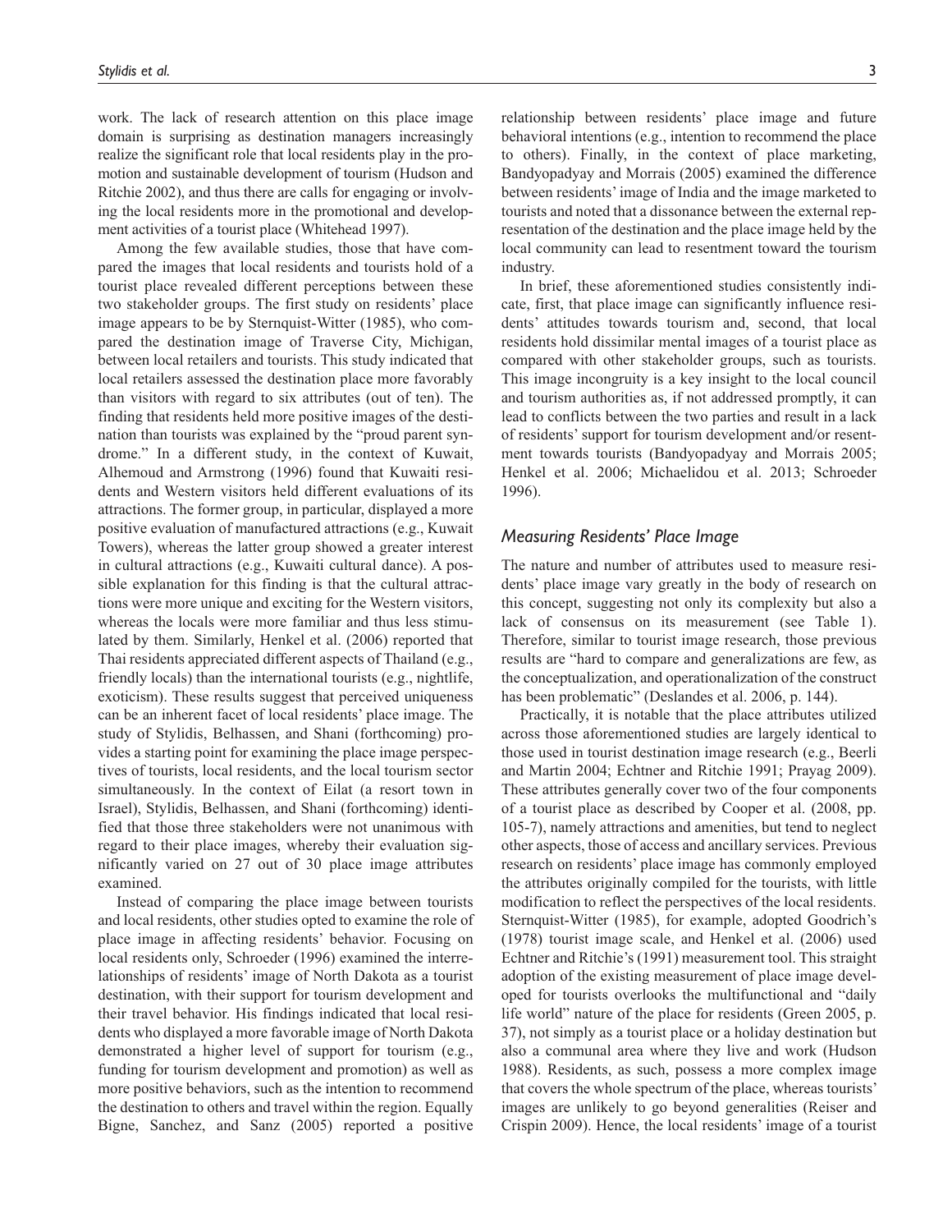work. The lack of research attention on this place image domain is surprising as destination managers increasingly realize the significant role that local residents play in the promotion and sustainable development of tourism (Hudson and Ritchie 2002), and thus there are calls for engaging or involving the local residents more in the promotional and development activities of a tourist place (Whitehead 1997).

Among the few available studies, those that have compared the images that local residents and tourists hold of a tourist place revealed different perceptions between these two stakeholder groups. The first study on residents' place image appears to be by Sternquist-Witter (1985), who compared the destination image of Traverse City, Michigan, between local retailers and tourists. This study indicated that local retailers assessed the destination place more favorably than visitors with regard to six attributes (out of ten). The finding that residents held more positive images of the destination than tourists was explained by the "proud parent syndrome." In a different study, in the context of Kuwait, Alhemoud and Armstrong (1996) found that Kuwaiti residents and Western visitors held different evaluations of its attractions. The former group, in particular, displayed a more positive evaluation of manufactured attractions (e.g., Kuwait Towers), whereas the latter group showed a greater interest in cultural attractions (e.g., Kuwaiti cultural dance). A possible explanation for this finding is that the cultural attractions were more unique and exciting for the Western visitors, whereas the locals were more familiar and thus less stimulated by them. Similarly, Henkel et al. (2006) reported that Thai residents appreciated different aspects of Thailand (e.g., friendly locals) than the international tourists (e.g., nightlife, exoticism). These results suggest that perceived uniqueness can be an inherent facet of local residents' place image. The study of Stylidis, Belhassen, and Shani (forthcoming) provides a starting point for examining the place image perspectives of tourists, local residents, and the local tourism sector simultaneously. In the context of Eilat (a resort town in Israel), Stylidis, Belhassen, and Shani (forthcoming) identified that those three stakeholders were not unanimous with regard to their place images, whereby their evaluation significantly varied on 27 out of 30 place image attributes examined.

Instead of comparing the place image between tourists and local residents, other studies opted to examine the role of place image in affecting residents' behavior. Focusing on local residents only, Schroeder (1996) examined the interrelationships of residents' image of North Dakota as a tourist destination, with their support for tourism development and their travel behavior. His findings indicated that local residents who displayed a more favorable image of North Dakota demonstrated a higher level of support for tourism (e.g., funding for tourism development and promotion) as well as more positive behaviors, such as the intention to recommend the destination to others and travel within the region. Equally Bigne, Sanchez, and Sanz (2005) reported a positive relationship between residents' place image and future behavioral intentions (e.g., intention to recommend the place to others). Finally, in the context of place marketing, Bandyopadyay and Morrais (2005) examined the difference between residents' image of India and the image marketed to tourists and noted that a dissonance between the external representation of the destination and the place image held by the local community can lead to resentment toward the tourism industry.

In brief, these aforementioned studies consistently indicate, first, that place image can significantly influence residents' attitudes towards tourism and, second, that local residents hold dissimilar mental images of a tourist place as compared with other stakeholder groups, such as tourists. This image incongruity is a key insight to the local council and tourism authorities as, if not addressed promptly, it can lead to conflicts between the two parties and result in a lack of residents' support for tourism development and/or resentment towards tourists (Bandyopadyay and Morrais 2005; Henkel et al. 2006; Michaelidou et al. 2013; Schroeder 1996).

## *Measuring Residents' Place Image*

The nature and number of attributes used to measure residents' place image vary greatly in the body of research on this concept, suggesting not only its complexity but also a lack of consensus on its measurement (see Table 1). Therefore, similar to tourist image research, those previous results are "hard to compare and generalizations are few, as the conceptualization, and operationalization of the construct has been problematic" (Deslandes et al. 2006, p. 144).

Practically, it is notable that the place attributes utilized across those aforementioned studies are largely identical to those used in tourist destination image research (e.g., Beerli and Martin 2004; Echtner and Ritchie 1991; Prayag 2009). These attributes generally cover two of the four components of a tourist place as described by Cooper et al. (2008, pp. 105-7), namely attractions and amenities, but tend to neglect other aspects, those of access and ancillary services. Previous research on residents' place image has commonly employed the attributes originally compiled for the tourists, with little modification to reflect the perspectives of the local residents. Sternquist-Witter (1985), for example, adopted Goodrich's (1978) tourist image scale, and Henkel et al. (2006) used Echtner and Ritchie's (1991) measurement tool. This straight adoption of the existing measurement of place image developed for tourists overlooks the multifunctional and "daily life world" nature of the place for residents (Green 2005, p. 37), not simply as a tourist place or a holiday destination but also a communal area where they live and work (Hudson 1988). Residents, as such, possess a more complex image that covers the whole spectrum of the place, whereas tourists' images are unlikely to go beyond generalities (Reiser and Crispin 2009). Hence, the local residents' image of a tourist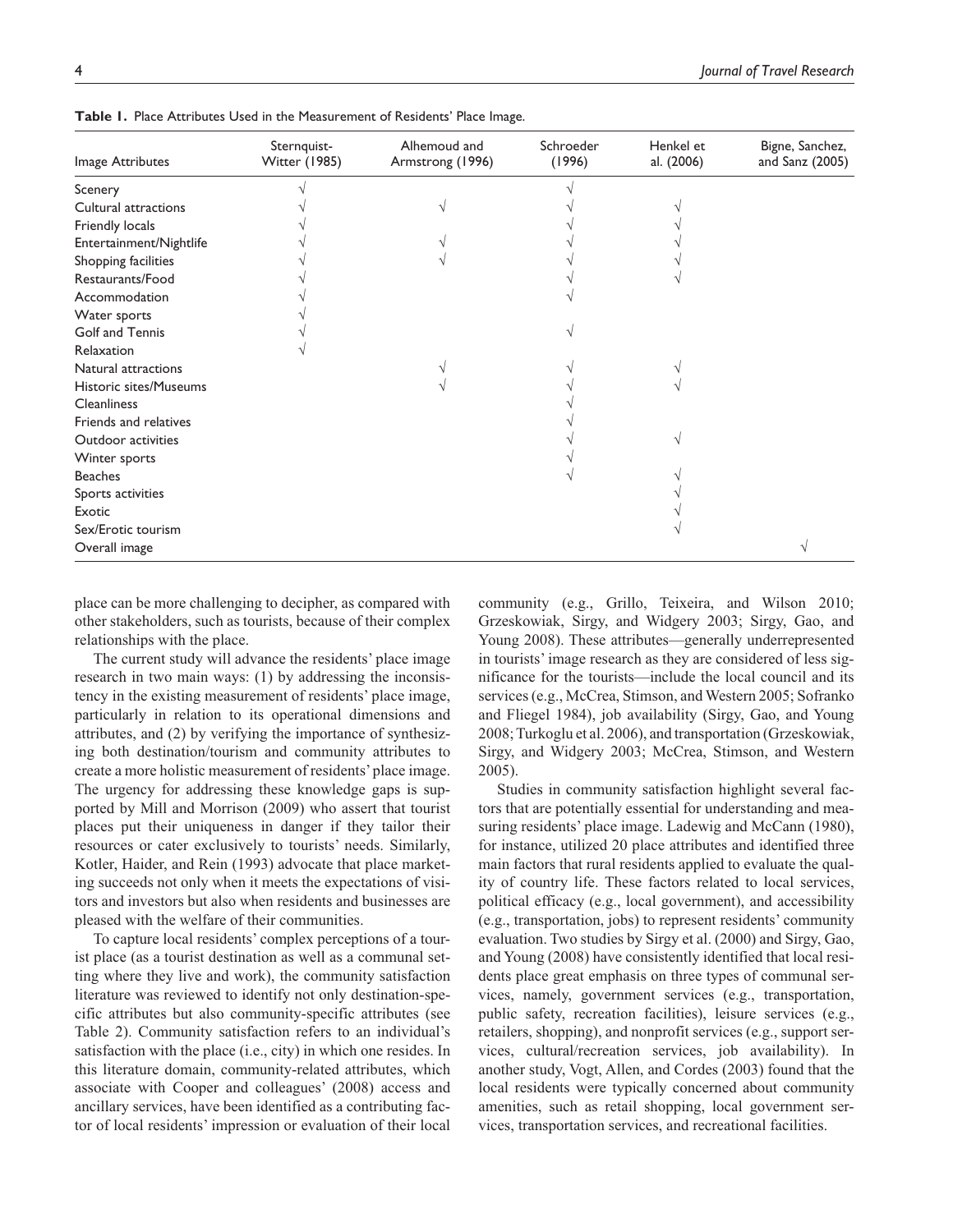**Table 1.** Place Attributes Used in the Measurement of Residents' Place Image.

| Image Attributes | Sternquist-Witter (1985) | Alhemoud and Armstrong (1996) | Schroeder (1996) | Henkel et al. (2006) | Bigne, Sanchez, and Sanz (2005) |
|---|---|---|---|---|---|
| Scenery | √ | | √ | | |
| Cultural attractions | √ | √ | √ | √ | |
| Friendly locals | √ | | √ | √ | |
| Entertainment/Nightlife | √ | √ | √ | √ | |
| Shopping facilities | √ | √ | √ | √ | |
| Restaurants/Food | √ | | √ | √ | |
| Accommodation | √ | | √ | | |
| Water sports | √ | | | | |
| Golf and Tennis | √ | | √ | | |
| Relaxation | √ | | | | |
| Natural attractions | | √ | √ | √ | |
| Historic sites/Museums | | √ | √ | √ | |
| Cleanliness | | | √ | | |
| Friends and relatives | | | √ | | |
| Outdoor activities | | | √ | √ | |
| Winter sports | | | √ | | |
| Beaches | | | √ | √ | |
| Sports activities | | | | √ | |
| Exotic | | | | √ | |
| Sex/Erotic tourism | | | | √ | |
| Overall image | | | | | √ |

place can be more challenging to decipher, as compared with other stakeholders, such as tourists, because of their complex relationships with the place.

The current study will advance the residents' place image research in two main ways: (1) by addressing the inconsistency in the existing measurement of residents' place image, particularly in relation to its operational dimensions and attributes, and (2) by verifying the importance of synthesizing both destination/tourism and community attributes to create a more holistic measurement of residents' place image. The urgency for addressing these knowledge gaps is supported by Mill and Morrison (2009) who assert that tourist places put their uniqueness in danger if they tailor their resources or cater exclusively to tourists' needs. Similarly, Kotler, Haider, and Rein (1993) advocate that place marketing succeeds not only when it meets the expectations of visitors and investors but also when residents and businesses are pleased with the welfare of their communities.

To capture local residents' complex perceptions of a tourist place (as a tourist destination as well as a communal setting where they live and work), the community satisfaction literature was reviewed to identify not only destination-specific attributes but also community-specific attributes (see Table 2). Community satisfaction refers to an individual's satisfaction with the place (i.e., city) in which one resides. In this literature domain, community-related attributes, which associate with Cooper and colleagues' (2008) access and ancillary services, have been identified as a contributing factor of local residents' impression or evaluation of their local community (e.g., Grillo, Teixeira, and Wilson 2010; Grzeskowiak, Sirgy, and Widgery 2003; Sirgy, Gao, and Young 2008). These attributes—generally underrepresented in tourists' image research as they are considered of less significance for the tourists—include the local council and its services (e.g., McCrea, Stimson, and Western 2005; Sofranko and Fliegel 1984), job availability (Sirgy, Gao, and Young 2008; Turkoglu et al. 2006), and transportation (Grzeskowiak, Sirgy, and Widgery 2003; McCrea, Stimson, and Western 2005).

Studies in community satisfaction highlight several factors that are potentially essential for understanding and measuring residents' place image. Ladewig and McCann (1980), for instance, utilized 20 place attributes and identified three main factors that rural residents applied to evaluate the quality of country life. These factors related to local services, political efficacy (e.g., local government), and accessibility (e.g., transportation, jobs) to represent residents' community evaluation. Two studies by Sirgy et al. (2000) and Sirgy, Gao, and Young (2008) have consistently identified that local residents place great emphasis on three types of communal services, namely, government services (e.g., transportation, public safety, recreation facilities), leisure services (e.g., retailers, shopping), and nonprofit services (e.g., support services, cultural/recreation services, job availability). In another study, Vogt, Allen, and Cordes (2003) found that the local residents were typically concerned about community amenities, such as retail shopping, local government services, transportation services, and recreational facilities.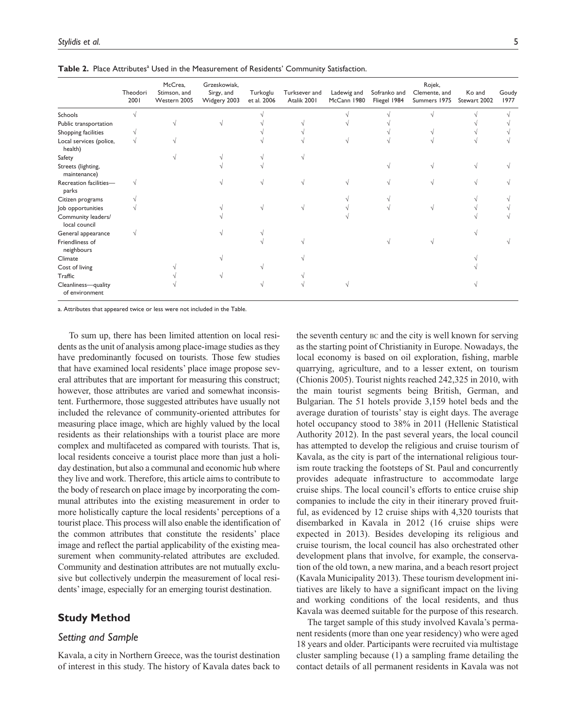**Table 2.** Place Attributes[a] Used in the Measurement of Residents' Community Satisfaction.

| | Theodori 2001 | McCrea, Stimson, and Western 2005 | Grzeskowiak, Sirgy, and Widgery 2003 | Turkoglu et al. 2006 | Turksever and Atalik 2001 | Ladewig and McCann 1980 | Sofranko and Fliegel 1984 | Rojek, Clemente, and Summers 1975 | Ko and Stewart 2002 | Goudy 1977 |
|---|---|---|---|---|---|---|---|---|---|---|
| Schools | √ | | | √ | | √ | √ | √ | √ | √ |
| Public transportation | | √ | √ | √ | √ | √ | √ | | √ | √ |
| Shopping facilities | √ | | | √ | √ | | √ | √ | √ | √ |
| Local services (police, health) | √ | √ | | √ | √ | √ | √ | √ | √ | √ |
| Safety | | √ | √ | √ | √ | | | | | |
| Streets (lighting, maintenance) | | | √ | √ | | | √ | √ | √ | √ |
| Recreation facilities—parks | √ | | √ | √ | √ | √ | √ | √ | √ | √ |
| Citizen programs | √ | | | | | √ | √ | | √ | √ |
| Job opportunities | √ | | √ | √ | √ | √ | √ | √ | √ | √ |
| Community leaders/ local council | | | √ | | | √ | | | √ | √ |
| General appearance | √ | | √ | √ | | | | | √ | |
| Friendliness of neighbours | | | | √ | √ | | √ | √ | | √ |
| Climate | | | √ | | √ | | | | √ | |
| Cost of living | | √ | | √ | | | | | √ | |
| Traffic | | √ | √ | | √ | | | | | |
| Cleanliness—quality of environment | | √ | | √ | √ | √ | | | √ | |

a. Attributes that appeared twice or less were not included in the Table.

To sum up, there has been limited attention on local residents as the unit of analysis among place-image studies as they have predominantly focused on tourists. Those few studies that have examined local residents' place image propose several attributes that are important for measuring this construct; however, those attributes are varied and somewhat inconsistent. Furthermore, those suggested attributes have usually not included the relevance of community-oriented attributes for measuring place image, which are highly valued by the local residents as their relationships with a tourist place are more complex and multifaceted as compared with tourists. That is, local residents conceive a tourist place more than just a holiday destination, but also a communal and economic hub where they live and work. Therefore, this article aims to contribute to the body of research on place image by incorporating the communal attributes into the existing measurement in order to more holistically capture the local residents' perceptions of a tourist place. This process will also enable the identification of the common attributes that constitute the residents' place image and reflect the partial applicability of the existing measurement when community-related attributes are excluded. Community and destination attributes are not mutually exclusive but collectively underpin the measurement of local residents' image, especially for an emerging tourist destination.

## Study Method

### Setting and Sample

Kavala, a city in Northern Greece, was the tourist destination of interest in this study. The history of Kavala dates back to the seventh century BC and the city is well known for serving as the starting point of Christianity in Europe. Nowadays, the local economy is based on oil exploration, fishing, marble quarrying, agriculture, and to a lesser extent, on tourism (Chionis 2005). Tourist nights reached 242,325 in 2010, with the main tourist segments being British, German, and Bulgarian. The 51 hotels provide 3,159 hotel beds and the average duration of tourists' stay is eight days. The average hotel occupancy stood to 38% in 2011 (Hellenic Statistical Authority 2012). In the past several years, the local council has attempted to develop the religious and cruise tourism of Kavala, as the city is part of the international religious tourism route tracking the footsteps of St. Paul and concurrently provides adequate infrastructure to accommodate large cruise ships. The local council's efforts to entice cruise ship companies to include the city in their itinerary proved fruitful, as evidenced by 12 cruise ships with 4,320 tourists that disembarked in Kavala in 2012 (16 cruise ships were expected in 2013). Besides developing its religious and cruise tourism, the local council has also orchestrated other development plans that involve, for example, the conservation of the old town, a new marina, and a beach resort project (Kavala Municipality 2013). These tourism development initiatives are likely to have a significant impact on the living and working conditions of the local residents, and thus Kavala was deemed suitable for the purpose of this research.

The target sample of this study involved Kavala's permanent residents (more than one year residency) who were aged 18 years and older. Participants were recruited via multistage cluster sampling because (1) a sampling frame detailing the contact details of all permanent residents in Kavala was not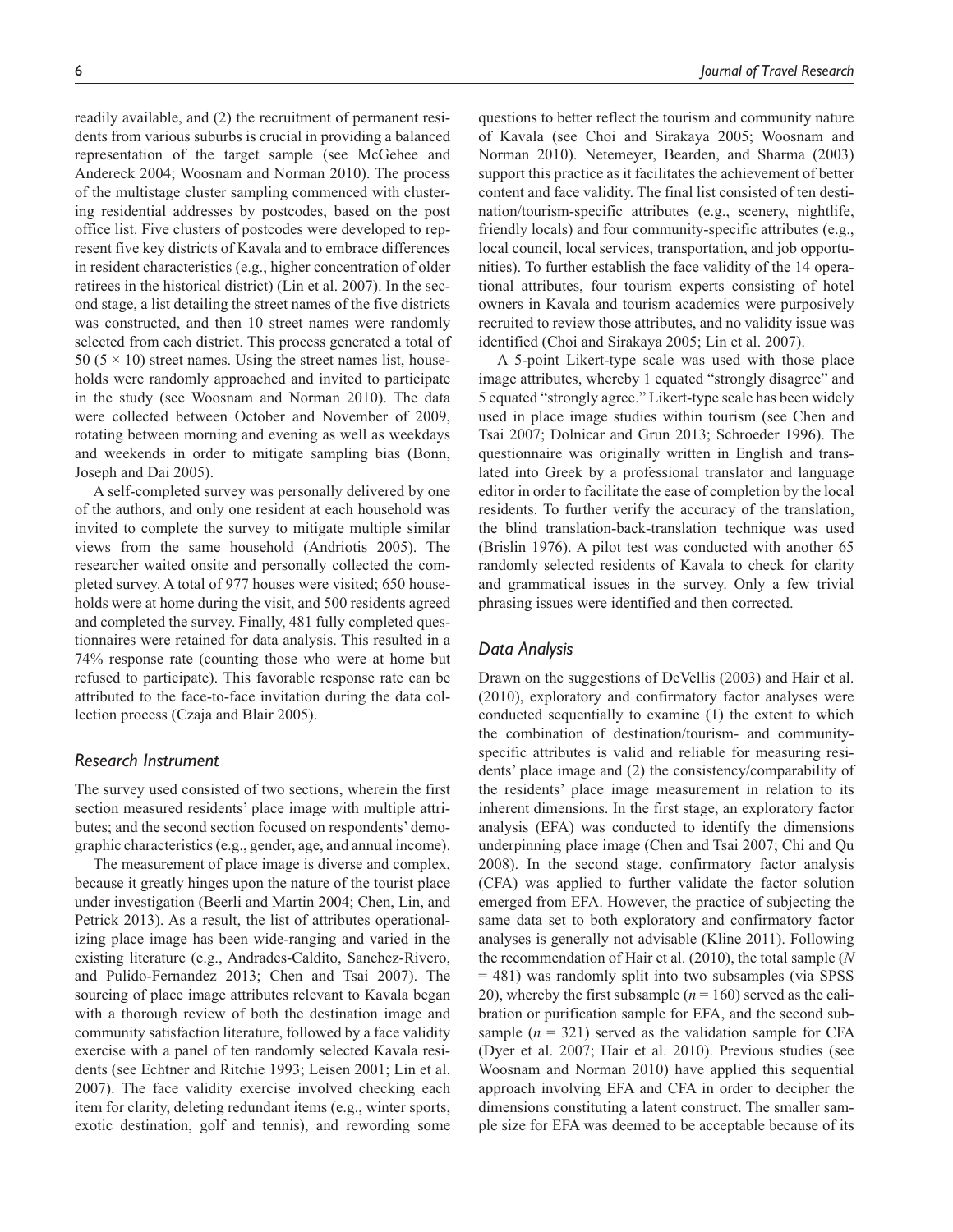readily available, and (2) the recruitment of permanent residents from various suburbs is crucial in providing a balanced representation of the target sample (see McGehee and Andereck 2004; Woosnam and Norman 2010). The process of the multistage cluster sampling commenced with clustering residential addresses by postcodes, based on the post office list. Five clusters of postcodes were developed to represent five key districts of Kavala and to embrace differences in resident characteristics (e.g., higher concentration of older retirees in the historical district) (Lin et al. 2007). In the second stage, a list detailing the street names of the five districts was constructed, and then 10 street names were randomly selected from each district. This process generated a total of 50 ($5 \times 10$) street names. Using the street names list, households were randomly approached and invited to participate in the study (see Woosnam and Norman 2010). The data were collected between October and November of 2009, rotating between morning and evening as well as weekdays and weekends in order to mitigate sampling bias (Bonn, Joseph and Dai 2005).

A self-completed survey was personally delivered by one of the authors, and only one resident at each household was invited to complete the survey to mitigate multiple similar views from the same household (Andriotis 2005). The researcher waited onsite and personally collected the completed survey. A total of 977 houses were visited; 650 households were at home during the visit, and 500 residents agreed and completed the survey. Finally, 481 fully completed questionnaires were retained for data analysis. This resulted in a 74% response rate (counting those who were at home but refused to participate). This favorable response rate can be attributed to the face-to-face invitation during the data collection process (Czaja and Blair 2005).

### Research Instrument

The survey used consisted of two sections, wherein the first section measured residents' place image with multiple attributes; and the second section focused on respondents' demographic characteristics (e.g., gender, age, and annual income).

The measurement of place image is diverse and complex, because it greatly hinges upon the nature of the tourist place under investigation (Beerli and Martin 2004; Chen, Lin, and Petrick 2013). As a result, the list of attributes operationalizing place image has been wide-ranging and varied in the existing literature (e.g., Andrades-Caldito, Sanchez-Rivero, and Pulido-Fernandez 2013; Chen and Tsai 2007). The sourcing of place image attributes relevant to Kavala began with a thorough review of both the destination image and community satisfaction literature, followed by a face validity exercise with a panel of ten randomly selected Kavala residents (see Echtner and Ritchie 1993; Leisen 2001; Lin et al. 2007). The face validity exercise involved checking each item for clarity, deleting redundant items (e.g., winter sports, exotic destination, golf and tennis), and rewording some questions to better reflect the tourism and community nature of Kavala (see Choi and Sirakaya 2005; Woosnam and Norman 2010). Netemeyer, Bearden, and Sharma (2003) support this practice as it facilitates the achievement of better content and face validity. The final list consisted of ten destination/tourism-specific attributes (e.g., scenery, nightlife, friendly locals) and four community-specific attributes (e.g., local council, local services, transportation, and job opportunities). To further establish the face validity of the 14 operational attributes, four tourism experts consisting of hotel owners in Kavala and tourism academics were purposively recruited to review those attributes, and no validity issue was identified (Choi and Sirakaya 2005; Lin et al. 2007).

A 5-point Likert-type scale was used with those place image attributes, whereby 1 equated "strongly disagree" and 5 equated "strongly agree." Likert-type scale has been widely used in place image studies within tourism (see Chen and Tsai 2007; Dolnicar and Grun 2013; Schroeder 1996). The questionnaire was originally written in English and translated into Greek by a professional translator and language editor in order to facilitate the ease of completion by the local residents. To further verify the accuracy of the translation, the blind translation-back-translation technique was used (Brislin 1976). A pilot test was conducted with another 65 randomly selected residents of Kavala to check for clarity and grammatical issues in the survey. Only a few trivial phrasing issues were identified and then corrected.

### Data Analysis

Drawn on the suggestions of DeVellis (2003) and Hair et al. (2010), exploratory and confirmatory factor analyses were conducted sequentially to examine (1) the extent to which the combination of destination/tourism- and community-specific attributes is valid and reliable for measuring residents' place image and (2) the consistency/comparability of the residents' place image measurement in relation to its inherent dimensions. In the first stage, an exploratory factor analysis (EFA) was conducted to identify the dimensions underpinning place image (Chen and Tsai 2007; Chi and Qu 2008). In the second stage, confirmatory factor analysis (CFA) was applied to further validate the factor solution emerged from EFA. However, the practice of subjecting the same data set to both exploratory and confirmatory factor analyses is generally not advisable (Kline 2011). Following the recommendation of Hair et al. (2010), the total sample ($N = 481$) was randomly split into two subsamples (via SPSS 20), whereby the first subsample ($n = 160$) served as the calibration or purification sample for EFA, and the second subsample ($n = 321$) served as the validation sample for CFA (Dyer et al. 2007; Hair et al. 2010). Previous studies (see Woosnam and Norman 2010) have applied this sequential approach involving EFA and CFA in order to decipher the dimensions constituting a latent construct. The smaller sample size for EFA was deemed to be acceptable because of its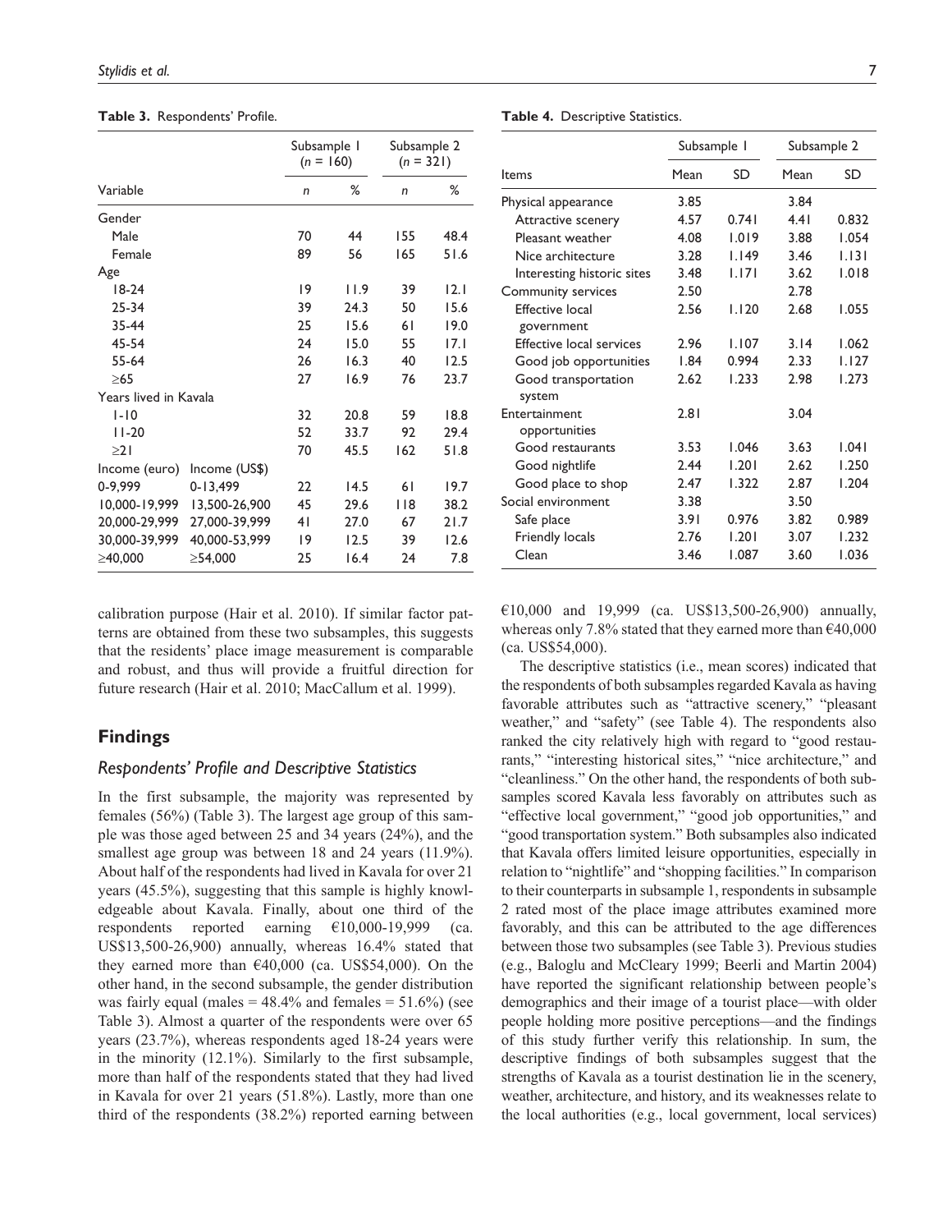**Table 3.** Respondents' Profile.

| Variable | | Subsample 1 (n = 160) | | Subsample 2 (n = 321) | |
|---|---|---|---|---|---|
| | | n | % | n | % |
| Gender | | | | | |
| Male | | 70 | 44 | 155 | 48.4 |
| Female | | 89 | 56 | 165 | 51.6 |
| Age | | | | | |
| 18-24 | | 19 | 11.9 | 39 | 12.1 |
| 25-34 | | 39 | 24.3 | 50 | 15.6 |
| 35-44 | | 25 | 15.6 | 61 | 19.0 |
| 45-54 | | 24 | 15.0 | 55 | 17.1 |
| 55-64 | | 26 | 16.3 | 40 | 12.5 |
| ≥65 | | 27 | 16.9 | 76 | 23.7 |
| Years lived in Kavala | | | | | |
| 1-10 | | 32 | 20.8 | 59 | 18.8 |
| 11-20 | | 52 | 33.7 | 92 | 29.4 |
| ≥21 | | 70 | 45.5 | 162 | 51.8 |
| Income (euro) | Income (US$) | | | | |
| 0-9,999 | 0-13,499 | 22 | 14.5 | 61 | 19.7 |
| 10,000-19,999 | 13,500-26,900 | 45 | 29.6 | 118 | 38.2 |
| 20,000-29,999 | 27,000-39,999 | 41 | 27.0 | 67 | 21.7 |
| 30,000-39,999 | 40,000-53,999 | 19 | 12.5 | 39 | 12.6 |
| ≥40,000 | ≥54,000 | 25 | 16.4 | 24 | 7.8 |

**Table 4.** Descriptive Statistics.

| Items | Subsample 1 | | Subsample 2 | |
|---|---|---|---|---|
| | Mean | SD | Mean | SD |
| Physical appearance | 3.85 | | 3.84 | |
| Attractive scenery | 4.57 | 0.741 | 4.41 | 0.832 |
| Pleasant weather | 4.08 | 1.019 | 3.88 | 1.054 |
| Nice architecture | 3.28 | 1.149 | 3.46 | 1.131 |
| Interesting historic sites | 3.48 | 1.171 | 3.62 | 1.018 |
| Community services | 2.50 | | 2.78 | |
| Effective local government | 2.56 | 1.120 | 2.68 | 1.055 |
| Effective local services | 2.96 | 1.107 | 3.14 | 1.062 |
| Good job opportunities | 1.84 | 0.994 | 2.33 | 1.127 |
| Good transportation system | 2.62 | 1.233 | 2.98 | 1.273 |
| Entertainment opportunities | 2.81 | | 3.04 | |
| Good restaurants | 3.53 | 1.046 | 3.63 | 1.041 |
| Good nightlife | 2.44 | 1.201 | 2.62 | 1.250 |
| Good place to shop | 2.47 | 1.322 | 2.87 | 1.204 |
| Social environment | 3.38 | | 3.50 | |
| Safe place | 3.91 | 0.976 | 3.82 | 0.989 |
| Friendly locals | 2.76 | 1.201 | 3.07 | 1.232 |
| Clean | 3.46 | 1.087 | 3.60 | 1.036 |

calibration purpose (Hair et al. 2010). If similar factor patterns are obtained from these two subsamples, this suggests that the residents' place image measurement is comparable and robust, and thus will provide a fruitful direction for future research (Hair et al. 2010; MacCallum et al. 1999).

## Findings

### *Respondents' Profile and Descriptive Statistics*

In the first subsample, the majority was represented by females (56%) (Table 3). The largest age group of this sample was those aged between 25 and 34 years (24%), and the smallest age group was between 18 and 24 years (11.9%). About half of the respondents had lived in Kavala for over 21 years (45.5%), suggesting that this sample is highly knowledgeable about Kavala. Finally, about one third of the respondents reported earning €10,000-19,999 (ca. US$13,500-26,900) annually, whereas 16.4% stated that they earned more than €40,000 (ca. US$54,000). On the other hand, in the second subsample, the gender distribution was fairly equal (males = 48.4% and females = 51.6%) (see Table 3). Almost a quarter of the respondents were over 65 years (23.7%), whereas respondents aged 18-24 years were in the minority (12.1%). Similarly to the first subsample, more than half of the respondents stated that they had lived in Kavala for over 21 years (51.8%). Lastly, more than one third of the respondents (38.2%) reported earning between €10,000 and 19,999 (ca. US$13,500-26,900) annually, whereas only 7.8% stated that they earned more than €40,000 (ca. US$54,000).

The descriptive statistics (i.e., mean scores) indicated that the respondents of both subsamples regarded Kavala as having favorable attributes such as "attractive scenery," "pleasant weather," and "safety" (see Table 4). The respondents also ranked the city relatively high with regard to "good restaurants," "interesting historical sites," "nice architecture," and "cleanliness." On the other hand, the respondents of both subsamples scored Kavala less favorably on attributes such as "effective local government," "good job opportunities," and "good transportation system." Both subsamples also indicated that Kavala offers limited leisure opportunities, especially in relation to "nightlife" and "shopping facilities." In comparison to their counterparts in subsample 1, respondents in subsample 2 rated most of the place image attributes examined more favorably, and this can be attributed to the age differences between those two subsamples (see Table 3). Previous studies (e.g., Baloglu and McCleary 1999; Beerli and Martin 2004) have reported the significant relationship between people's demographics and their image of a tourist place—with older people holding more positive perceptions—and the findings of this study further verify this relationship. In sum, the descriptive findings of both subsamples suggest that the strengths of Kavala as a tourist destination lie in the scenery, weather, architecture, and history, and its weaknesses relate to the local authorities (e.g., local government, local services)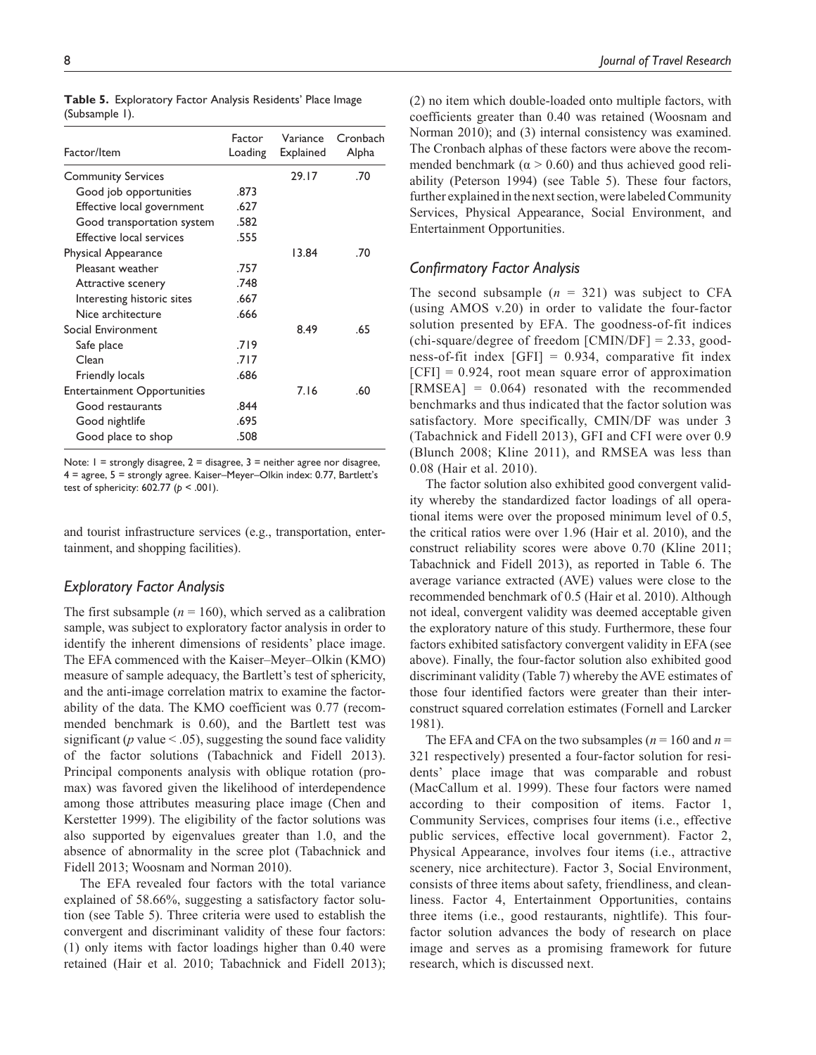**Table 5.** Exploratory Factor Analysis Residents' Place Image (Subsample 1).

| Factor/Item | Factor Loading | Variance Explained | Cronbach Alpha |
|---|---|---|---|
| Community Services | | 29.17 | .70 |
| Good job opportunities | .873 | | |
| Effective local government | .627 | | |
| Good transportation system | .582 | | |
| Effective local services | .555 | | |
| Physical Appearance | | 13.84 | .70 |
| Pleasant weather | .757 | | |
| Attractive scenery | .748 | | |
| Interesting historic sites | .667 | | |
| Nice architecture | .666 | | |
| Social Environment | | 8.49 | .65 |
| Safe place | .719 | | |
| Clean | .717 | | |
| Friendly locals | .686 | | |
| Entertainment Opportunities | | 7.16 | .60 |
| Good restaurants | .844 | | |
| Good nightlife | .695 | | |
| Good place to shop | .508 | | |

Note: 1 = strongly disagree, 2 = disagree, 3 = neither agree nor disagree, 4 = agree, 5 = strongly agree. Kaiser–Meyer–Olkin index: 0.77, Bartlett's test of sphericity: 602.77 ($p < .001$).

and tourist infrastructure services (e.g., transportation, entertainment, and shopping facilities).

### *Exploratory Factor Analysis*

The first subsample ($n = 160$), which served as a calibration sample, was subject to exploratory factor analysis in order to identify the inherent dimensions of residents' place image. The EFA commenced with the Kaiser–Meyer–Olkin (KMO) measure of sample adequacy, the Bartlett's test of sphericity, and the anti-image correlation matrix to examine the factorability of the data. The KMO coefficient was 0.77 (recommended benchmark is 0.60), and the Bartlett test was significant ($p$ value $< .05$), suggesting the sound face validity of the factor solutions (Tabachnick and Fidell 2013). Principal components analysis with oblique rotation (promax) was favored given the likelihood of interdependence among those attributes measuring place image (Chen and Kerstetter 1999). The eligibility of the factor solutions was also supported by eigenvalues greater than 1.0, and the absence of abnormality in the scree plot (Tabachnick and Fidell 2013; Woosnam and Norman 2010).

The EFA revealed four factors with the total variance explained of 58.66%, suggesting a satisfactory factor solution (see Table 5). Three criteria were used to establish the convergent and discriminant validity of these four factors: (1) only items with factor loadings higher than 0.40 were retained (Hair et al. 2010; Tabachnick and Fidell 2013); (2) no item which double-loaded onto multiple factors, with coefficients greater than 0.40 was retained (Woosnam and Norman 2010); and (3) internal consistency was examined. The Cronbach alphas of these factors were above the recommended benchmark ($\alpha > 0.60$) and thus achieved good reliability (Peterson 1994) (see Table 5). These four factors, further explained in the next section, were labeled Community Services, Physical Appearance, Social Environment, and Entertainment Opportunities.

### *Confirmatory Factor Analysis*

The second subsample ($n = 321$) was subject to CFA (using AMOS v.20) in order to validate the four-factor solution presented by EFA. The goodness-of-fit indices (chi-square/degree of freedom [CMIN/DF] = 2.33, goodness-of-fit index [GFI] = 0.934, comparative fit index [CFI] = 0.924, root mean square error of approximation [RMSEA] = 0.064) resonated with the recommended benchmarks and thus indicated that the factor solution was satisfactory. More specifically, CMIN/DF was under 3 (Tabachnick and Fidell 2013), GFI and CFI were over 0.9 (Blunch 2008; Kline 2011), and RMSEA was less than 0.08 (Hair et al. 2010).

The factor solution also exhibited good convergent validity whereby the standardized factor loadings of all operational items were over the proposed minimum level of 0.5, the critical ratios were over 1.96 (Hair et al. 2010), and the construct reliability scores were above 0.70 (Kline 2011; Tabachnick and Fidell 2013), as reported in Table 6. The average variance extracted (AVE) values were close to the recommended benchmark of 0.5 (Hair et al. 2010). Although not ideal, convergent validity was deemed acceptable given the exploratory nature of this study. Furthermore, these four factors exhibited satisfactory convergent validity in EFA (see above). Finally, the four-factor solution also exhibited good discriminant validity (Table 7) whereby the AVE estimates of those four identified factors were greater than their inter-construct squared correlation estimates (Fornell and Larcker 1981).

The EFA and CFA on the two subsamples ($n = 160$ and $n = 321$ respectively) presented a four-factor solution for residents' place image that was comparable and robust (MacCallum et al. 1999). These four factors were named according to their composition of items. Factor 1, Community Services, comprises four items (i.e., effective public services, effective local government). Factor 2, Physical Appearance, involves four items (i.e., attractive scenery, nice architecture). Factor 3, Social Environment, consists of three items about safety, friendliness, and cleanliness. Factor 4, Entertainment Opportunities, contains three items (i.e., good restaurants, nightlife). This four-factor solution advances the body of research on place image and serves as a promising framework for future research, which is discussed next.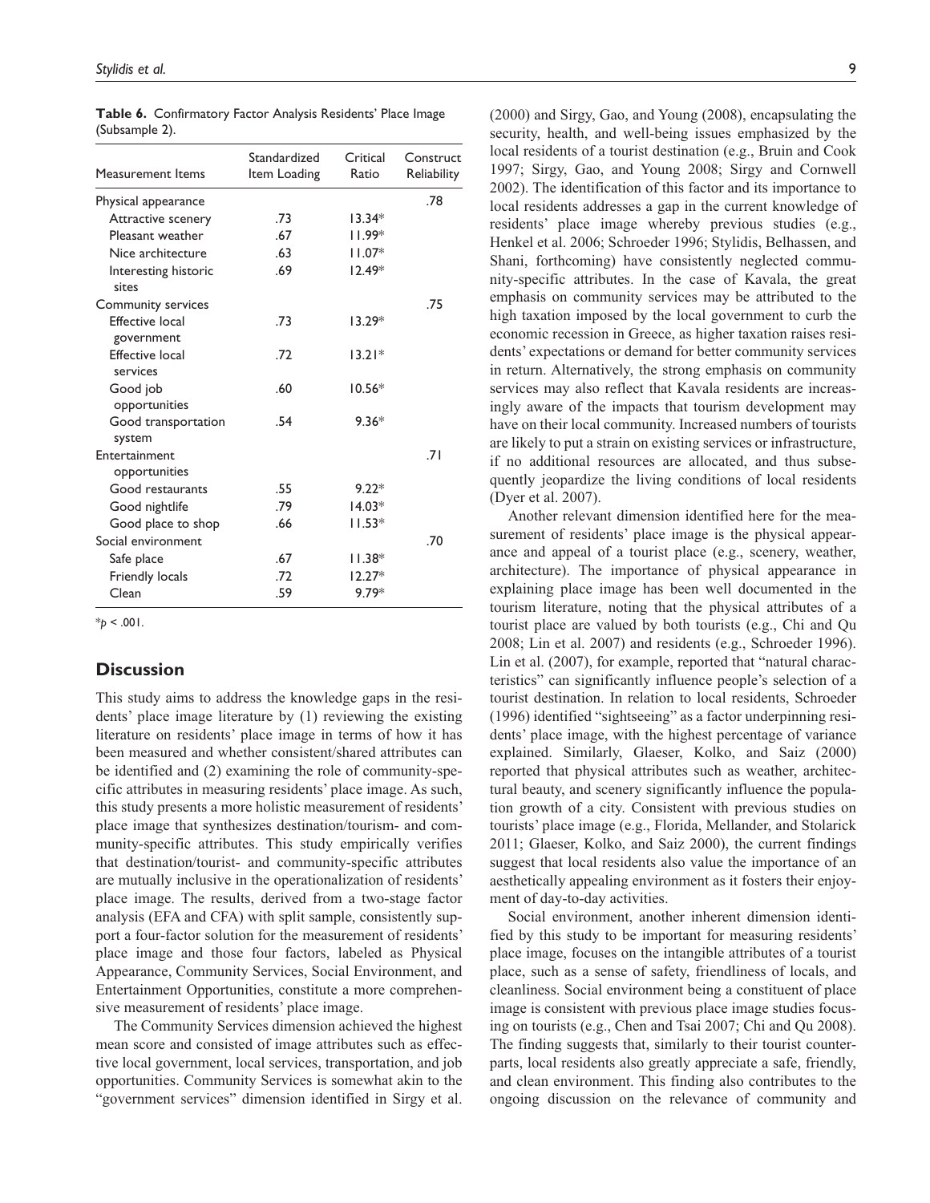**Table 6.** Confirmatory Factor Analysis Residents' Place Image (Subsample 2).

| Measurement Items | Standardized Item Loading | Critical Ratio | Construct Reliability |
|---|---|---|---|
| Physical appearance | | | .78 |
| Attractive scenery | .73 | 13.34* | |
| Pleasant weather | .67 | 11.99* | |
| Nice architecture | .63 | 11.07* | |
| Interesting historic sites | .69 | 12.49* | |
| Community services | | | .75 |
| Effective local government | .73 | 13.29* | |
| Effective local services | .72 | 13.21* | |
| Good job opportunities | .60 | 10.56* | |
| Good transportation system | .54 | 9.36* | |
| Entertainment opportunities | | | .71 |
| Good restaurants | .55 | 9.22* | |
| Good nightlife | .79 | 14.03* | |
| Good place to shop | .66 | 11.53* | |
| Social environment | | | .70 |
| Safe place | .67 | 11.38* | |
| Friendly locals | .72 | 12.27* | |
| Clean | .59 | 9.79* | |

*$p < .001$.

## Discussion

This study aims to address the knowledge gaps in the residents' place image literature by (1) reviewing the existing literature on residents' place image in terms of how it has been measured and whether consistent/shared attributes can be identified and (2) examining the role of community-specific attributes in measuring residents' place image. As such, this study presents a more holistic measurement of residents' place image that synthesizes destination/tourism- and community-specific attributes. This study empirically verifies that destination/tourist- and community-specific attributes are mutually inclusive in the operationalization of residents' place image. The results, derived from a two-stage factor analysis (EFA and CFA) with split sample, consistently support a four-factor solution for the measurement of residents' place image and those four factors, labeled as Physical Appearance, Community Services, Social Environment, and Entertainment Opportunities, constitute a more comprehensive measurement of residents' place image.

The Community Services dimension achieved the highest mean score and consisted of image attributes such as effective local government, local services, transportation, and job opportunities. Community Services is somewhat akin to the "government services" dimension identified in Sirgy et al. (2000) and Sirgy, Gao, and Young (2008), encapsulating the security, health, and well-being issues emphasized by the local residents of a tourist destination (e.g., Bruin and Cook 1997; Sirgy, Gao, and Young 2008; Sirgy and Cornwell 2002). The identification of this factor and its importance to local residents addresses a gap in the current knowledge of residents' place image whereby previous studies (e.g., Henkel et al. 2006; Schroeder 1996; Stylidis, Belhassen, and Shani, forthcoming) have consistently neglected community-specific attributes. In the case of Kavala, the great emphasis on community services may be attributed to the high taxation imposed by the local government to curb the economic recession in Greece, as higher taxation raises residents' expectations or demand for better community services in return. Alternatively, the strong emphasis on community services may also reflect that Kavala residents are increasingly aware of the impacts that tourism development may have on their local community. Increased numbers of tourists are likely to put a strain on existing services or infrastructure, if no additional resources are allocated, and thus subsequently jeopardize the living conditions of local residents (Dyer et al. 2007).

Another relevant dimension identified here for the measurement of residents' place image is the physical appearance and appeal of a tourist place (e.g., scenery, weather, architecture). The importance of physical appearance in explaining place image has been well documented in the tourism literature, noting that the physical attributes of a tourist place are valued by both tourists (e.g., Chi and Qu 2008; Lin et al. 2007) and residents (e.g., Schroeder 1996). Lin et al. (2007), for example, reported that "natural characteristics" can significantly influence people's selection of a tourist destination. In relation to local residents, Schroeder (1996) identified "sightseeing" as a factor underpinning residents' place image, with the highest percentage of variance explained. Similarly, Glaeser, Kolko, and Saiz (2000) reported that physical attributes such as weather, architectural beauty, and scenery significantly influence the population growth of a city. Consistent with previous studies on tourists' place image (e.g., Florida, Mellander, and Stolarick 2011; Glaeser, Kolko, and Saiz 2000), the current findings suggest that local residents also value the importance of an aesthetically appealing environment as it fosters their enjoyment of day-to-day activities.

Social environment, another inherent dimension identified by this study to be important for measuring residents' place image, focuses on the intangible attributes of a tourist place, such as a sense of safety, friendliness of locals, and cleanliness. Social environment being a constituent of place image is consistent with previous place image studies focusing on tourists (e.g., Chen and Tsai 2007; Chi and Qu 2008). The finding suggests that, similarly to their tourist counterparts, local residents also greatly appreciate a safe, friendly, and clean environment. This finding also contributes to the ongoing discussion on the relevance of community and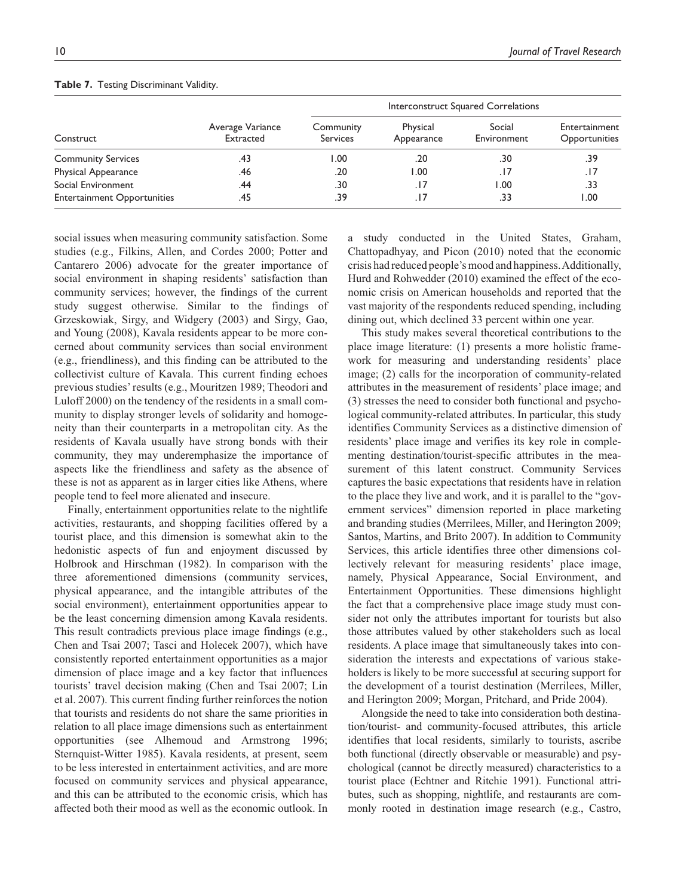**Table 7.** Testing Discriminant Validity.

| Construct | Average Variance Extracted | Interconstruct Squared Correlations | | | |
|---|---|---|---|---|---|
| | | Community Services | Physical Appearance | Social Environment | Entertainment Opportunities |
| Community Services | .43 | 1.00 | .20 | .30 | .39 |
| Physical Appearance | .46 | .20 | 1.00 | .17 | .17 |
| Social Environment | .44 | .30 | .17 | 1.00 | .33 |
| Entertainment Opportunities | .45 | .39 | .17 | .33 | 1.00 |

social issues when measuring community satisfaction. Some studies (e.g., Filkins, Allen, and Cordes 2000; Potter and Cantarero 2006) advocate for the greater importance of social environment in shaping residents' satisfaction than community services; however, the findings of the current study suggest otherwise. Similar to the findings of Grzeskowiak, Sirgy, and Widgery (2003) and Sirgy, Gao, and Young (2008), Kavala residents appear to be more concerned about community services than social environment (e.g., friendliness), and this finding can be attributed to the collectivist culture of Kavala. This current finding echoes previous studies' results (e.g., Mouritzen 1989; Theodori and Luloff 2000) on the tendency of the residents in a small community to display stronger levels of solidarity and homogeneity than their counterparts in a metropolitan city. As the residents of Kavala usually have strong bonds with their community, they may underemphasize the importance of aspects like the friendliness and safety as the absence of these is not as apparent as in larger cities like Athens, where people tend to feel more alienated and insecure.

Finally, entertainment opportunities relate to the nightlife activities, restaurants, and shopping facilities offered by a tourist place, and this dimension is somewhat akin to the hedonistic aspects of fun and enjoyment discussed by Holbrook and Hirschman (1982). In comparison with the three aforementioned dimensions (community services, physical appearance, and the intangible attributes of the social environment), entertainment opportunities appear to be the least concerning dimension among Kavala residents. This result contradicts previous place image findings (e.g., Chen and Tsai 2007; Tasci and Holecek 2007), which have consistently reported entertainment opportunities as a major dimension of place image and a key factor that influences tourists' travel decision making (Chen and Tsai 2007; Lin et al. 2007). This current finding further reinforces the notion that tourists and residents do not share the same priorities in relation to all place image dimensions such as entertainment opportunities (see Alhemoud and Armstrong 1996; Sternquist-Witter 1985). Kavala residents, at present, seem to be less interested in entertainment activities, and are more focused on community services and physical appearance, and this can be attributed to the economic crisis, which has affected both their mood as well as the economic outlook. In a study conducted in the United States, Graham, Chattopadhyay, and Picon (2010) noted that the economic crisis had reduced people's mood and happiness. Additionally, Hurd and Rohwedder (2010) examined the effect of the economic crisis on American households and reported that the vast majority of the respondents reduced spending, including dining out, which declined 33 percent within one year.

This study makes several theoretical contributions to the place image literature: (1) presents a more holistic framework for measuring and understanding residents' place image; (2) calls for the incorporation of community-related attributes in the measurement of residents' place image; and (3) stresses the need to consider both functional and psychological community-related attributes. In particular, this study identifies Community Services as a distinctive dimension of residents' place image and verifies its key role in complementing destination/tourist-specific attributes in the measurement of this latent construct. Community Services captures the basic expectations that residents have in relation to the place they live and work, and it is parallel to the "government services" dimension reported in place marketing and branding studies (Merrilees, Miller, and Herington 2009; Santos, Martins, and Brito 2007). In addition to Community Services, this article identifies three other dimensions collectively relevant for measuring residents' place image, namely, Physical Appearance, Social Environment, and Entertainment Opportunities. These dimensions highlight the fact that a comprehensive place image study must consider not only the attributes important for tourists but also those attributes valued by other stakeholders such as local residents. A place image that simultaneously takes into consideration the interests and expectations of various stakeholders is likely to be more successful at securing support for the development of a tourist destination (Merrilees, Miller, and Herington 2009; Morgan, Pritchard, and Pride 2004).

Alongside the need to take into consideration both destination/tourist- and community-focused attributes, this article identifies that local residents, similarly to tourists, ascribe both functional (directly observable or measurable) and psychological (cannot be directly measured) characteristics to a tourist place (Echtner and Ritchie 1991). Functional attributes, such as shopping, nightlife, and restaurants are commonly rooted in destination image research (e.g., Castro,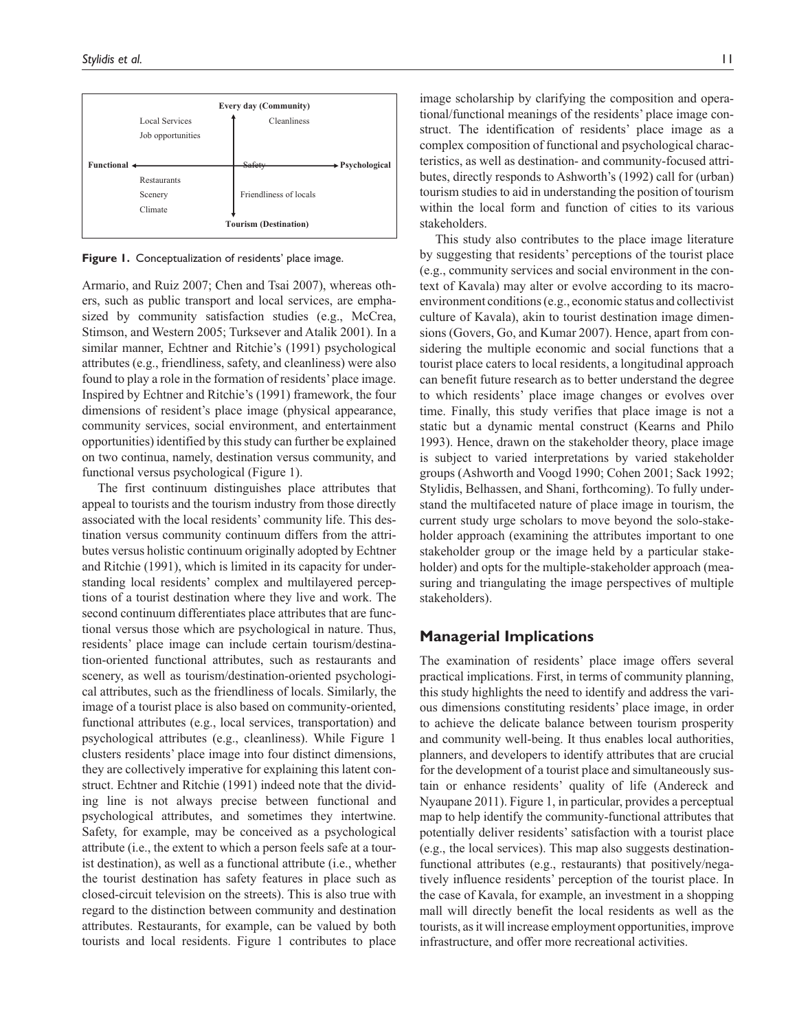Every day (Community)

Local Services

Job opportunities

Cleanliness

Functional

Safety

Psychological

Restaurants

Scenery

Climate

Friendliness of locals

Tourism (Destination)

**Figure 1.** Conceptualization of residents' place image.

Armario, and Ruiz 2007; Chen and Tsai 2007), whereas others, such as public transport and local services, are emphasized by community satisfaction studies (e.g., McCrea, Stimson, and Western 2005; Turksever and Atalik 2001). In a similar manner, Echtner and Ritchie's (1991) psychological attributes (e.g., friendliness, safety, and cleanliness) were also found to play a role in the formation of residents' place image. Inspired by Echtner and Ritchie's (1991) framework, the four dimensions of resident's place image (physical appearance, community services, social environment, and entertainment opportunities) identified by this study can further be explained on two continua, namely, destination versus community, and functional versus psychological (Figure 1).

The first continuum distinguishes place attributes that appeal to tourists and the tourism industry from those directly associated with the local residents' community life. This destination versus community continuum differs from the attributes versus holistic continuum originally adopted by Echtner and Ritchie (1991), which is limited in its capacity for understanding local residents' complex and multilayered perceptions of a tourist destination where they live and work. The second continuum differentiates place attributes that are functional versus those which are psychological in nature. Thus, residents' place image can include certain tourism/destination-oriented functional attributes, such as restaurants and scenery, as well as tourism/destination-oriented psychological attributes, such as the friendliness of locals. Similarly, the image of a tourist place is also based on community-oriented, functional attributes (e.g., local services, transportation) and psychological attributes (e.g., cleanliness). While Figure 1 clusters residents' place image into four distinct dimensions, they are collectively imperative for explaining this latent construct. Echtner and Ritchie (1991) indeed note that the dividing line is not always precise between functional and psychological attributes, and sometimes they intertwine. Safety, for example, may be conceived as a psychological attribute (i.e., the extent to which a person feels safe at a tourist destination), as well as a functional attribute (i.e., whether the tourist destination has safety features in place such as closed-circuit television on the streets). This is also true with regard to the distinction between community and destination attributes. Restaurants, for example, can be valued by both tourists and local residents. Figure 1 contributes to place image scholarship by clarifying the composition and operational/functional meanings of the residents' place image construct. The identification of residents' place image as a complex composition of functional and psychological characteristics, as well as destination- and community-focused attributes, directly responds to Ashworth's (1992) call for (urban) tourism studies to aid in understanding the position of tourism within the local form and function of cities to its various stakeholders.

This study also contributes to the place image literature by suggesting that residents' perceptions of the tourist place (e.g., community services and social environment in the context of Kavala) may alter or evolve according to its macro-environment conditions (e.g., economic status and collectivist culture of Kavala), akin to tourist destination image dimensions (Govers, Go, and Kumar 2007). Hence, apart from considering the multiple economic and social functions that a tourist place caters to local residents, a longitudinal approach can benefit future research as to better understand the degree to which residents' place image changes or evolves over time. Finally, this study verifies that place image is not a static but a dynamic mental construct (Kearns and Philo 1993). Hence, drawn on the stakeholder theory, place image is subject to varied interpretations by varied stakeholder groups (Ashworth and Voogd 1990; Cohen 2001; Sack 1992; Stylidis, Belhassen, and Shani, forthcoming). To fully understand the multifaceted nature of place image in tourism, the current study urge scholars to move beyond the solo-stakeholder approach (examining the attributes important to one stakeholder group or the image held by a particular stakeholder) and opts for the multiple-stakeholder approach (measuring and triangulating the image perspectives of multiple stakeholders).

## Managerial Implications

The examination of residents' place image offers several practical implications. First, in terms of community planning, this study highlights the need to identify and address the various dimensions constituting residents' place image, in order to achieve the delicate balance between tourism prosperity and community well-being. It thus enables local authorities, planners, and developers to identify attributes that are crucial for the development of a tourist place and simultaneously sustain or enhance residents' quality of life (Andereck and Nyaupane 2011). Figure 1, in particular, provides a perceptual map to help identify the community-functional attributes that potentially deliver residents' satisfaction with a tourist place (e.g., the local services). This map also suggests destination-functional attributes (e.g., restaurants) that positively/negatively influence residents' perception of the tourist place. In the case of Kavala, for example, an investment in a shopping mall will directly benefit the local residents as well as the tourists, as it will increase employment opportunities, improve infrastructure, and offer more recreational activities.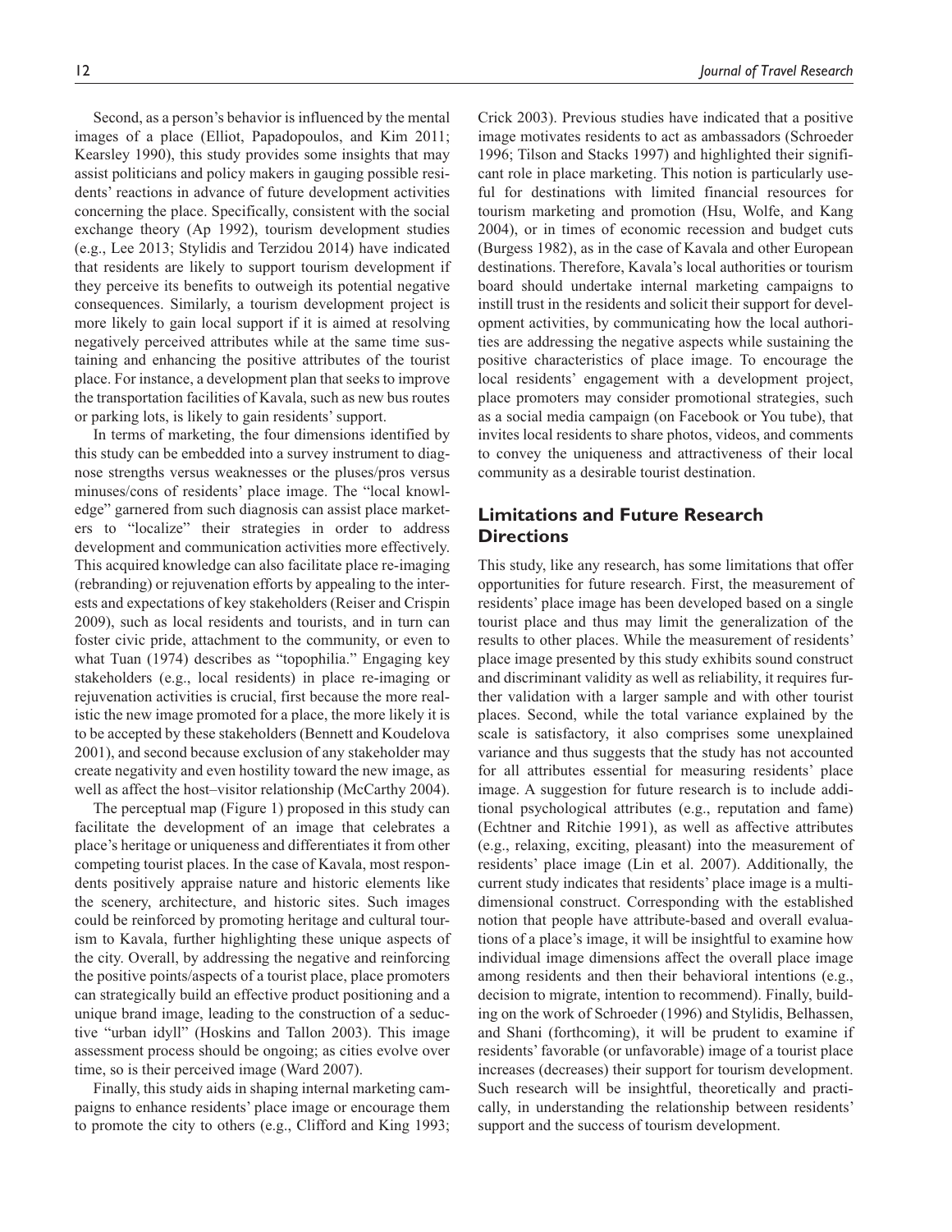Second, as a person's behavior is influenced by the mental images of a place (Elliot, Papadopoulos, and Kim 2011; Kearsley 1990), this study provides some insights that may assist politicians and policy makers in gauging possible residents' reactions in advance of future development activities concerning the place. Specifically, consistent with the social exchange theory (Ap 1992), tourism development studies (e.g., Lee 2013; Stylidis and Terzidou 2014) have indicated that residents are likely to support tourism development if they perceive its benefits to outweigh its potential negative consequences. Similarly, a tourism development project is more likely to gain local support if it is aimed at resolving negatively perceived attributes while at the same time sustaining and enhancing the positive attributes of the tourist place. For instance, a development plan that seeks to improve the transportation facilities of Kavala, such as new bus routes or parking lots, is likely to gain residents' support.

In terms of marketing, the four dimensions identified by this study can be embedded into a survey instrument to diagnose strengths versus weaknesses or the pluses/pros versus minuses/cons of residents' place image. The "local knowledge" garnered from such diagnosis can assist place marketers to "localize" their strategies in order to address development and communication activities more effectively. This acquired knowledge can also facilitate place re-imaging (rebranding) or rejuvenation efforts by appealing to the interests and expectations of key stakeholders (Reiser and Crispin 2009), such as local residents and tourists, and in turn can foster civic pride, attachment to the community, or even to what Tuan (1974) describes as "topophilia." Engaging key stakeholders (e.g., local residents) in place re-imaging or rejuvenation activities is crucial, first because the more realistic the new image promoted for a place, the more likely it is to be accepted by these stakeholders (Bennett and Koudelova 2001), and second because exclusion of any stakeholder may create negativity and even hostility toward the new image, as well as affect the host–visitor relationship (McCarthy 2004).

The perceptual map (Figure 1) proposed in this study can facilitate the development of an image that celebrates a place's heritage or uniqueness and differentiates it from other competing tourist places. In the case of Kavala, most respondents positively appraise nature and historic elements like the scenery, architecture, and historic sites. Such images could be reinforced by promoting heritage and cultural tourism to Kavala, further highlighting these unique aspects of the city. Overall, by addressing the negative and reinforcing the positive points/aspects of a tourist place, place promoters can strategically build an effective product positioning and a unique brand image, leading to the construction of a seductive "urban idyll" (Hoskins and Tallon 2003). This image assessment process should be ongoing; as cities evolve over time, so is their perceived image (Ward 2007).

Finally, this study aids in shaping internal marketing campaigns to enhance residents' place image or encourage them to promote the city to others (e.g., Clifford and King 1993; Crick 2003). Previous studies have indicated that a positive image motivates residents to act as ambassadors (Schroeder 1996; Tilson and Stacks 1997) and highlighted their significant role in place marketing. This notion is particularly useful for destinations with limited financial resources for tourism marketing and promotion (Hsu, Wolfe, and Kang 2004), or in times of economic recession and budget cuts (Burgess 1982), as in the case of Kavala and other European destinations. Therefore, Kavala's local authorities or tourism board should undertake internal marketing campaigns to instill trust in the residents and solicit their support for development activities, by communicating how the local authorities are addressing the negative aspects while sustaining the positive characteristics of place image. To encourage the local residents' engagement with a development project, place promoters may consider promotional strategies, such as a social media campaign (on Facebook or You tube), that invites local residents to share photos, videos, and comments to convey the uniqueness and attractiveness of their local community as a desirable tourist destination.

## Limitations and Future Research Directions

This study, like any research, has some limitations that offer opportunities for future research. First, the measurement of residents' place image has been developed based on a single tourist place and thus may limit the generalization of the results to other places. While the measurement of residents' place image presented by this study exhibits sound construct and discriminant validity as well as reliability, it requires further validation with a larger sample and with other tourist places. Second, while the total variance explained by the scale is satisfactory, it also comprises some unexplained variance and thus suggests that the study has not accounted for all attributes essential for measuring residents' place image. A suggestion for future research is to include additional psychological attributes (e.g., reputation and fame) (Echtner and Ritchie 1991), as well as affective attributes (e.g., relaxing, exciting, pleasant) into the measurement of residents' place image (Lin et al. 2007). Additionally, the current study indicates that residents' place image is a multidimensional construct. Corresponding with the established notion that people have attribute-based and overall evaluations of a place's image, it will be insightful to examine how individual image dimensions affect the overall place image among residents and then their behavioral intentions (e.g., decision to migrate, intention to recommend). Finally, building on the work of Schroeder (1996) and Stylidis, Belhassen, and Shani (forthcoming), it will be prudent to examine if residents' favorable (or unfavorable) image of a tourist place increases (decreases) their support for tourism development. Such research will be insightful, theoretically and practically, in understanding the relationship between residents' support and the success of tourism development.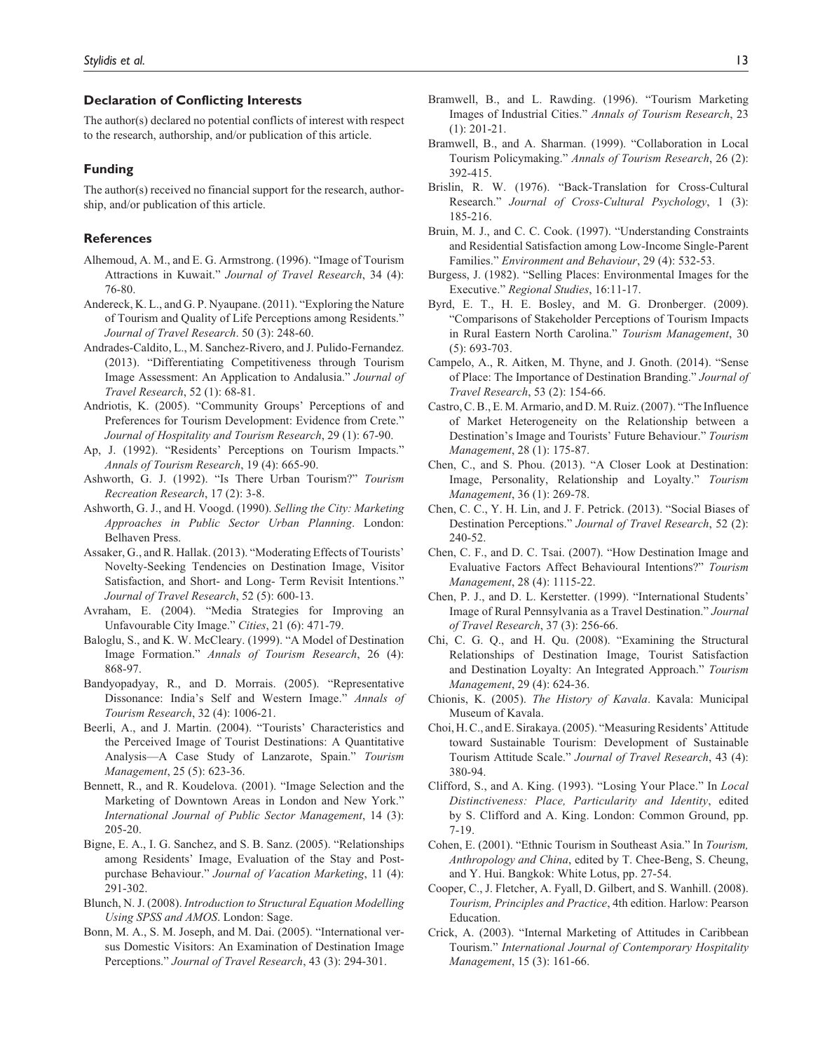### Declaration of Conflicting Interests

The author(s) declared no potential conflicts of interest with respect to the research, authorship, and/or publication of this article.

### Funding

The author(s) received no financial support for the research, authorship, and/or publication of this article.

### References

Alhemoud, A. M., and E. G. Armstrong. (1996). "Image of Tourism Attractions in Kuwait." *Journal of Travel Research*, 34 (4): 76-80.

Andereck, K. L., and G. P. Nyaupane. (2011). "Exploring the Nature of Tourism and Quality of Life Perceptions among Residents." *Journal of Travel Research*. 50 (3): 248-60.

Andrades-Caldito, L., M. Sanchez-Rivero, and J. Pulido-Fernandez. (2013). "Differentiating Competitiveness through Tourism Image Assessment: An Application to Andalusia." *Journal of Travel Research*, 52 (1): 68-81.

Andriotis, K. (2005). "Community Groups' Perceptions of and Preferences for Tourism Development: Evidence from Crete." *Journal of Hospitality and Tourism Research*, 29 (1): 67-90.

Ap, J. (1992). "Residents' Perceptions on Tourism Impacts." *Annals of Tourism Research*, 19 (4): 665-90.

Ashworth, G. J. (1992). "Is There Urban Tourism?" *Tourism Recreation Research*, 17 (2): 3-8.

Ashworth, G. J., and H. Voogd. (1990). *Selling the City: Marketing Approaches in Public Sector Urban Planning*. London: Belhaven Press.

Assaker, G., and R. Hallak. (2013). "Moderating Effects of Tourists' Novelty-Seeking Tendencies on Destination Image, Visitor Satisfaction, and Short- and Long- Term Revisit Intentions." *Journal of Travel Research*, 52 (5): 600-13.

Avraham, E. (2004). "Media Strategies for Improving an Unfavourable City Image." *Cities*, 21 (6): 471-79.

Baloglu, S., and K. W. McCleary. (1999). "A Model of Destination Image Formation." *Annals of Tourism Research*, 26 (4): 868-97.

Bandyopadyay, R., and D. Morrais. (2005). "Representative Dissonance: India's Self and Western Image." *Annals of Tourism Research*, 32 (4): 1006-21.

Beerli, A., and J. Martin. (2004). "Tourists' Characteristics and the Perceived Image of Tourist Destinations: A Quantitative Analysis—A Case Study of Lanzarote, Spain." *Tourism Management*, 25 (5): 623-36.

Bennett, R., and R. Koudelova. (2001). "Image Selection and the Marketing of Downtown Areas in London and New York." *International Journal of Public Sector Management*, 14 (3): 205-20.

Bigne, E. A., I. G. Sanchez, and S. B. Sanz. (2005). "Relationships among Residents' Image, Evaluation of the Stay and Post-purchase Behaviour." *Journal of Vacation Marketing*, 11 (4): 291-302.

Blunch, N. J. (2008). *Introduction to Structural Equation Modelling Using SPSS and AMOS*. London: Sage.

Bonn, M. A., S. M. Joseph, and M. Dai. (2005). "International versus Domestic Visitors: An Examination of Destination Image Perceptions." *Journal of Travel Research*, 43 (3): 294-301.

Bramwell, B., and L. Rawding. (1996). "Tourism Marketing Images of Industrial Cities." *Annals of Tourism Research*, 23 (1): 201-21.

Bramwell, B., and A. Sharman. (1999). "Collaboration in Local Tourism Policymaking." *Annals of Tourism Research*, 26 (2): 392-415.

Brislin, R. W. (1976). "Back-Translation for Cross-Cultural Research." *Journal of Cross-Cultural Psychology*, 1 (3): 185-216.

Bruin, M. J., and C. C. Cook. (1997). "Understanding Constraints and Residential Satisfaction among Low-Income Single-Parent Families." *Environment and Behaviour*, 29 (4): 532-53.

Burgess, J. (1982). "Selling Places: Environmental Images for the Executive." *Regional Studies*, 16:11-17.

Byrd, E. T., H. E. Bosley, and M. G. Dronberger. (2009). "Comparisons of Stakeholder Perceptions of Tourism Impacts in Rural Eastern North Carolina." *Tourism Management*, 30 (5): 693-703.

Campelo, A., R. Aitken, M. Thyne, and J. Gnoth. (2014). "Sense of Place: The Importance of Destination Branding." *Journal of Travel Research*, 53 (2): 154-66.

Castro, C. B., E. M. Armario, and D. M. Ruiz. (2007). "The Influence of Market Heterogeneity on the Relationship between a Destination's Image and Tourists' Future Behaviour." *Tourism Management*, 28 (1): 175-87.

Chen, C., and S. Phou. (2013). "A Closer Look at Destination: Image, Personality, Relationship and Loyalty." *Tourism Management*, 36 (1): 269-78.

Chen, C. C., Y. H. Lin, and J. F. Petrick. (2013). "Social Biases of Destination Perceptions." *Journal of Travel Research*, 52 (2): 240-52.

Chen, C. F., and D. C. Tsai. (2007). "How Destination Image and Evaluative Factors Affect Behavioural Intentions?" *Tourism Management*, 28 (4): 1115-22.

Chen, P. J., and D. L. Kerstetter. (1999). "International Students' Image of Rural Pennsylvania as a Travel Destination." *Journal of Travel Research*, 37 (3): 256-66.

Chi, C. G. Q., and H. Qu. (2008). "Examining the Structural Relationships of Destination Image, Tourist Satisfaction and Destination Loyalty: An Integrated Approach." *Tourism Management*, 29 (4): 624-36.

Chionis, K. (2005). *The History of Kavala*. Kavala: Municipal Museum of Kavala.

Choi, H. C., and E. Sirakaya. (2005). "Measuring Residents' Attitude toward Sustainable Tourism: Development of Sustainable Tourism Attitude Scale." *Journal of Travel Research*, 43 (4): 380-94.

Clifford, S., and A. King. (1993). "Losing Your Place." In *Local Distinctiveness: Place, Particularity and Identity*, edited by S. Clifford and A. King. London: Common Ground, pp. 7-19.

Cohen, E. (2001). "Ethnic Tourism in Southeast Asia." In *Tourism, Anthropology and China*, edited by T. Chee-Beng, S. Cheung, and Y. Hui. Bangkok: White Lotus, pp. 27-54.

Cooper, C., J. Fletcher, A. Fyall, D. Gilbert, and S. Wanhill. (2008). *Tourism, Principles and Practice*, 4th edition. Harlow: Pearson Education.

Crick, A. (2003). "Internal Marketing of Attitudes in Caribbean Tourism." *International Journal of Contemporary Hospitality Management*, 15 (3): 161-66.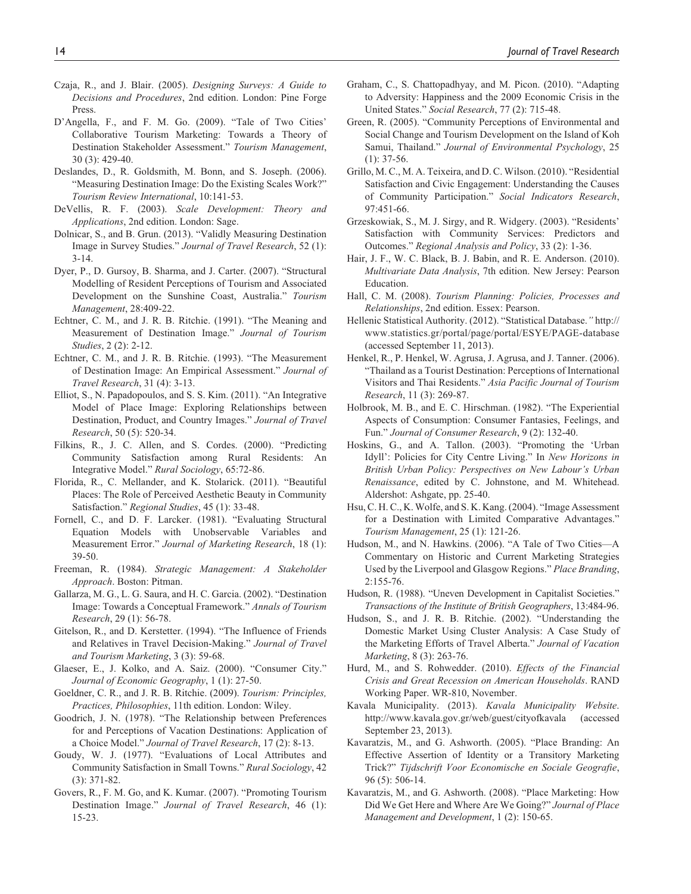Czaja, R., and J. Blair. (2005). *Designing Surveys: A Guide to Decisions and Procedures*, 2nd edition. London: Pine Forge Press.

D'Angella, F., and F. M. Go. (2009). "Tale of Two Cities' Collaborative Tourism Marketing: Towards a Theory of Destination Stakeholder Assessment." *Tourism Management*, 30 (3): 429-40.

Deslandes, D., R. Goldsmith, M. Bonn, and S. Joseph. (2006). "Measuring Destination Image: Do the Existing Scales Work?" *Tourism Review International*, 10:141-53.

DeVellis, R. F. (2003). *Scale Development: Theory and Applications*, 2nd edition. London: Sage.

Dolnicar, S., and B. Grun. (2013). "Validly Measuring Destination Image in Survey Studies." *Journal of Travel Research*, 52 (1): 3-14.

Dyer, P., D. Gursoy, B. Sharma, and J. Carter. (2007). "Structural Modelling of Resident Perceptions of Tourism and Associated Development on the Sunshine Coast, Australia." *Tourism Management*, 28:409-22.

Echtner, C. M., and J. R. B. Ritchie. (1991). "The Meaning and Measurement of Destination Image." *Journal of Tourism Studies*, 2 (2): 2-12.

Echtner, C. M., and J. R. B. Ritchie. (1993). "The Measurement of Destination Image: An Empirical Assessment." *Journal of Travel Research*, 31 (4): 3-13.

Elliot, S., N. Papadopoulos, and S. S. Kim. (2011). "An Integrative Model of Place Image: Exploring Relationships between Destination, Product, and Country Images." *Journal of Travel Research*, 50 (5): 520-34.

Filkins, R., J. C. Allen, and S. Cordes. (2000). "Predicting Community Satisfaction among Rural Residents: An Integrative Model." *Rural Sociology*, 65:72-86.

Florida, R., C. Mellander, and K. Stolarick. (2011). "Beautiful Places: The Role of Perceived Aesthetic Beauty in Community Satisfaction." *Regional Studies*, 45 (1): 33-48.

Fornell, C., and D. F. Larcker. (1981). "Evaluating Structural Equation Models with Unobservable Variables and Measurement Error." *Journal of Marketing Research*, 18 (1): 39-50.

Freeman, R. (1984). *Strategic Management: A Stakeholder Approach*. Boston: Pitman.

Gallarza, M. G., L. G. Saura, and H. C. Garcia. (2002). "Destination Image: Towards a Conceptual Framework." *Annals of Tourism Research*, 29 (1): 56-78.

Gitelson, R., and D. Kerstetter. (1994). "The Influence of Friends and Relatives in Travel Decision-Making." *Journal of Travel and Tourism Marketing*, 3 (3): 59-68.

Glaeser, E., J. Kolko, and A. Saiz. (2000). "Consumer City." *Journal of Economic Geography*, 1 (1): 27-50.

Goeldner, C. R., and J. R. B. Ritchie. (2009). *Tourism: Principles, Practices, Philosophies*, 11th edition. London: Wiley.

Goodrich, J. N. (1978). "The Relationship between Preferences for and Perceptions of Vacation Destinations: Application of a Choice Model." *Journal of Travel Research*, 17 (2): 8-13.

Goudy, W. J. (1977). "Evaluations of Local Attributes and Community Satisfaction in Small Towns." *Rural Sociology*, 42 (3): 371-82.

Govers, R., F. M. Go, and K. Kumar. (2007). "Promoting Tourism Destination Image." *Journal of Travel Research*, 46 (1): 15-23.

Graham, C., S. Chattopadhyay, and M. Picon. (2010). "Adapting to Adversity: Happiness and the 2009 Economic Crisis in the United States." *Social Research*, 77 (2): 715-48.

Green, R. (2005). "Community Perceptions of Environmental and Social Change and Tourism Development on the Island of Koh Samui, Thailand." *Journal of Environmental Psychology*, 25 (1): 37-56.

Grillo, M. C., M. A. Teixeira, and D. C. Wilson. (2010). "Residential Satisfaction and Civic Engagement: Understanding the Causes of Community Participation." *Social Indicators Research*, 97:451-66.

Grzeskowiak, S., M. J. Sirgy, and R. Widgery. (2003). "Residents' Satisfaction with Community Services: Predictors and Outcomes." *Regional Analysis and Policy*, 33 (2): 1-36.

Hair, J. F., W. C. Black, B. J. Babin, and R. E. Anderson. (2010). *Multivariate Data Analysis*, 7th edition. New Jersey: Pearson Education.

Hall, C. M. (2008). *Tourism Planning: Policies, Processes and Relationships*, 2nd edition. Essex: Pearson.

Hellenic Statistical Authority. (2012). "Statistical Database." http://www.statistics.gr/portal/page/portal/ESYE/PAGE-database (accessed September 11, 2013).

Henkel, R., P. Henkel, W. Agrusa, J. Agrusa, and J. Tanner. (2006). "Thailand as a Tourist Destination: Perceptions of International Visitors and Thai Residents." *Asia Pacific Journal of Tourism Research*, 11 (3): 269-87.

Holbrook, M. B., and E. C. Hirschman. (1982). "The Experiential Aspects of Consumption: Consumer Fantasies, Feelings, and Fun." *Journal of Consumer Research*, 9 (2): 132-40.

Hoskins, G., and A. Tallon. (2003). "Promoting the 'Urban Idyll': Policies for City Centre Living." In *New Horizons in British Urban Policy: Perspectives on New Labour's Urban Renaissance*, edited by C. Johnstone, and M. Whitehead. Aldershot: Ashgate, pp. 25-40.

Hsu, C. H. C., K. Wolfe, and S. K. Kang. (2004). "Image Assessment for a Destination with Limited Comparative Advantages." *Tourism Management*, 25 (1): 121-26.

Hudson, M., and N. Hawkins. (2006). "A Tale of Two Cities—A Commentary on Historic and Current Marketing Strategies Used by the Liverpool and Glasgow Regions." *Place Branding*, 2:155-76.

Hudson, R. (1988). "Uneven Development in Capitalist Societies." *Transactions of the Institute of British Geographers*, 13:484-96.

Hudson, S., and J. R. B. Ritchie. (2002). "Understanding the Domestic Market Using Cluster Analysis: A Case Study of the Marketing Efforts of Travel Alberta." *Journal of Vacation Marketing*, 8 (3): 263-76.

Hurd, M., and S. Rohwedder. (2010). *Effects of the Financial Crisis and Great Recession on American Households*. RAND Working Paper. WR-810, November.

Kavala Municipality. (2013). *Kavala Municipality Website*. http://www.kavala.gov.gr/web/guest/cityofkavala (accessed September 23, 2013).

Kavaratzis, M., and G. Ashworth. (2005). "Place Branding: An Effective Assertion of Identity or a Transitory Marketing Trick?" *Tijdschrift Voor Economische en Sociale Geografie*, 96 (5): 506-14.

Kavaratzis, M., and G. Ashworth. (2008). "Place Marketing: How Did We Get Here and Where Are We Going?" *Journal of Place Management and Development*, 1 (2): 150-65.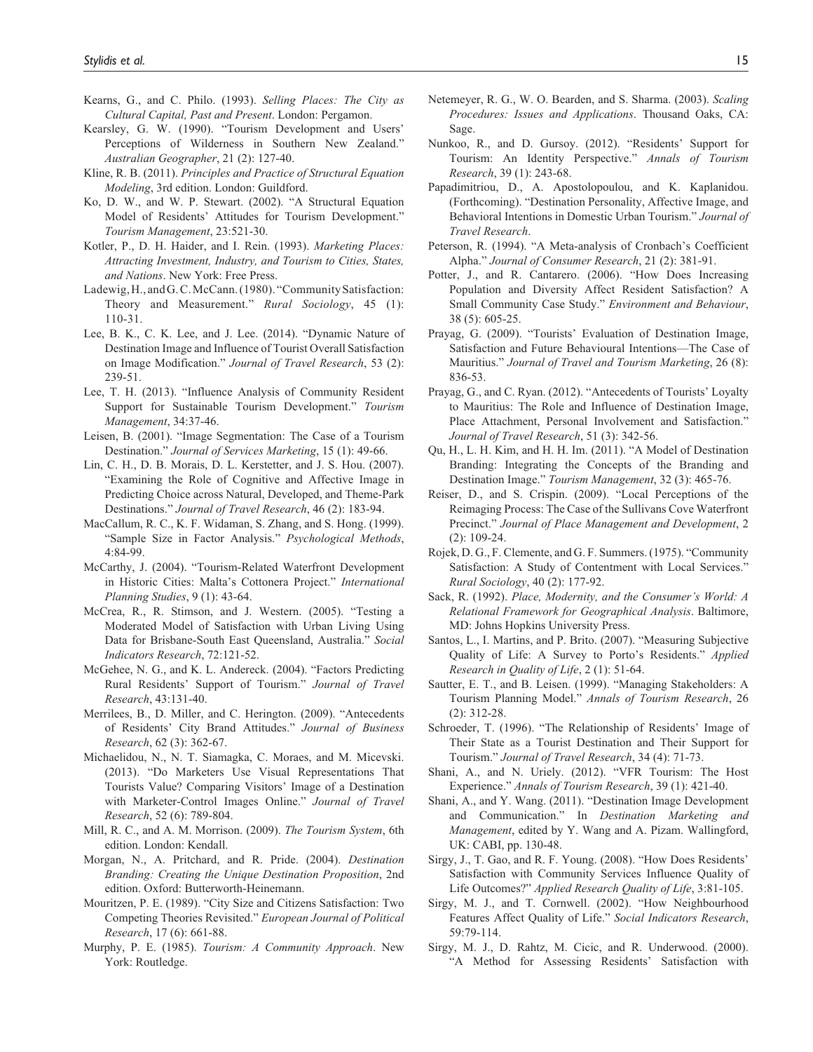Kearns, G., and C. Philo. (1993). *Selling Places: The City as Cultural Capital, Past and Present*. London: Pergamon.

Kearsley, G. W. (1990). "Tourism Development and Users' Perceptions of Wilderness in Southern New Zealand." *Australian Geographer*, 21 (2): 127-40.

Kline, R. B. (2011). *Principles and Practice of Structural Equation Modeling*, 3rd edition. London: Guildford.

Ko, D. W., and W. P. Stewart. (2002). "A Structural Equation Model of Residents' Attitudes for Tourism Development." *Tourism Management*, 23:521-30.

Kotler, P., D. H. Haider, and I. Rein. (1993). *Marketing Places: Attracting Investment, Industry, and Tourism to Cities, States, and Nations*. New York: Free Press.

Ladewig, H., and G. C. McCann. (1980). "Community Satisfaction: Theory and Measurement." *Rural Sociology*, 45 (1): 110-31.

Lee, B. K., C. K. Lee, and J. Lee. (2014). "Dynamic Nature of Destination Image and Influence of Tourist Overall Satisfaction on Image Modification." *Journal of Travel Research*, 53 (2): 239-51.

Lee, T. H. (2013). "Influence Analysis of Community Resident Support for Sustainable Tourism Development." *Tourism Management*, 34:37-46.

Leisen, B. (2001). "Image Segmentation: The Case of a Tourism Destination." *Journal of Services Marketing*, 15 (1): 49-66.

Lin, C. H., D. B. Morais, D. L. Kerstetter, and J. S. Hou. (2007). "Examining the Role of Cognitive and Affective Image in Predicting Choice across Natural, Developed, and Theme-Park Destinations." *Journal of Travel Research*, 46 (2): 183-94.

MacCallum, R. C., K. F. Widaman, S. Zhang, and S. Hong. (1999). "Sample Size in Factor Analysis." *Psychological Methods*, 4:84-99.

McCarthy, J. (2004). "Tourism-Related Waterfront Development in Historic Cities: Malta's Cottonera Project." *International Planning Studies*, 9 (1): 43-64.

McCrea, R., R. Stimson, and J. Western. (2005). "Testing a Moderated Model of Satisfaction with Urban Living Using Data for Brisbane-South East Queensland, Australia." *Social Indicators Research*, 72:121-52.

McGehee, N. G., and K. L. Andereck. (2004). "Factors Predicting Rural Residents' Support of Tourism." *Journal of Travel Research*, 43:131-40.

Merrilees, B., D. Miller, and C. Herington. (2009). "Antecedents of Residents' City Brand Attitudes." *Journal of Business Research*, 62 (3): 362-67.

Michaelidou, N., N. T. Siamagka, C. Moraes, and M. Micevski. (2013). "Do Marketers Use Visual Representations That Tourists Value? Comparing Visitors' Image of a Destination with Marketer-Control Images Online." *Journal of Travel Research*, 52 (6): 789-804.

Mill, R. C., and A. M. Morrison. (2009). *The Tourism System*, 6th edition. London: Kendall.

Morgan, N., A. Pritchard, and R. Pride. (2004). *Destination Branding: Creating the Unique Destination Proposition*, 2nd edition. Oxford: Butterworth-Heinemann.

Mouritzen, P. E. (1989). "City Size and Citizens Satisfaction: Two Competing Theories Revisited." *European Journal of Political Research*, 17 (6): 661-88.

Murphy, P. E. (1985). *Tourism: A Community Approach*. New York: Routledge.

Netemeyer, R. G., W. O. Bearden, and S. Sharma. (2003). *Scaling Procedures: Issues and Applications*. Thousand Oaks, CA: Sage.

Nunkoo, R., and D. Gursoy. (2012). "Residents' Support for Tourism: An Identity Perspective." *Annals of Tourism Research*, 39 (1): 243-68.

Papadimitriou, D., A. Apostolopoulou, and K. Kaplanidou. (Forthcoming). "Destination Personality, Affective Image, and Behavioral Intentions in Domestic Urban Tourism." *Journal of Travel Research*.

Peterson, R. (1994). "A Meta-analysis of Cronbach's Coefficient Alpha." *Journal of Consumer Research*, 21 (2): 381-91.

Potter, J., and R. Cantarero. (2006). "How Does Increasing Population and Diversity Affect Resident Satisfaction? A Small Community Case Study." *Environment and Behaviour*, 38 (5): 605-25.

Prayag, G. (2009). "Tourists' Evaluation of Destination Image, Satisfaction and Future Behavioural Intentions—The Case of Mauritius." *Journal of Travel and Tourism Marketing*, 26 (8): 836-53.

Prayag, G., and C. Ryan. (2012). "Antecedents of Tourists' Loyalty to Mauritius: The Role and Influence of Destination Image, Place Attachment, Personal Involvement and Satisfaction." *Journal of Travel Research*, 51 (3): 342-56.

Qu, H., L. H. Kim, and H. H. Im. (2011). "A Model of Destination Branding: Integrating the Concepts of the Branding and Destination Image." *Tourism Management*, 32 (3): 465-76.

Reiser, D., and S. Crispin. (2009). "Local Perceptions of the Reimaging Process: The Case of the Sullivans Cove Waterfront Precinct." *Journal of Place Management and Development*, 2 (2): 109-24.

Rojek, D. G., F. Clemente, and G. F. Summers. (1975). "Community Satisfaction: A Study of Contentment with Local Services." *Rural Sociology*, 40 (2): 177-92.

Sack, R. (1992). *Place, Modernity, and the Consumer's World: A Relational Framework for Geographical Analysis*. Baltimore, MD: Johns Hopkins University Press.

Santos, L., I. Martins, and P. Brito. (2007). "Measuring Subjective Quality of Life: A Survey to Porto's Residents." *Applied Research in Quality of Life*, 2 (1): 51-64.

Sautter, E. T., and B. Leisen. (1999). "Managing Stakeholders: A Tourism Planning Model." *Annals of Tourism Research*, 26 (2): 312-28.

Schroeder, T. (1996). "The Relationship of Residents' Image of Their State as a Tourist Destination and Their Support for Tourism." *Journal of Travel Research*, 34 (4): 71-73.

Shani, A., and N. Uriely. (2012). "VFR Tourism: The Host Experience." *Annals of Tourism Research*, 39 (1): 421-40.

Shani, A., and Y. Wang. (2011). "Destination Image Development and Communication." In *Destination Marketing and Management*, edited by Y. Wang and A. Pizam. Wallingford, UK: CABI, pp. 130-48.

Sirgy, J., T. Gao, and R. F. Young. (2008). "How Does Residents' Satisfaction with Community Services Influence Quality of Life Outcomes?" *Applied Research Quality of Life*, 3:81-105.

Sirgy, M. J., and T. Cornwell. (2002). "How Neighbourhood Features Affect Quality of Life." *Social Indicators Research*, 59:79-114.

Sirgy, M. J., D. Rahtz, M. Cicic, and R. Underwood. (2000). "A Method for Assessing Residents' Satisfaction with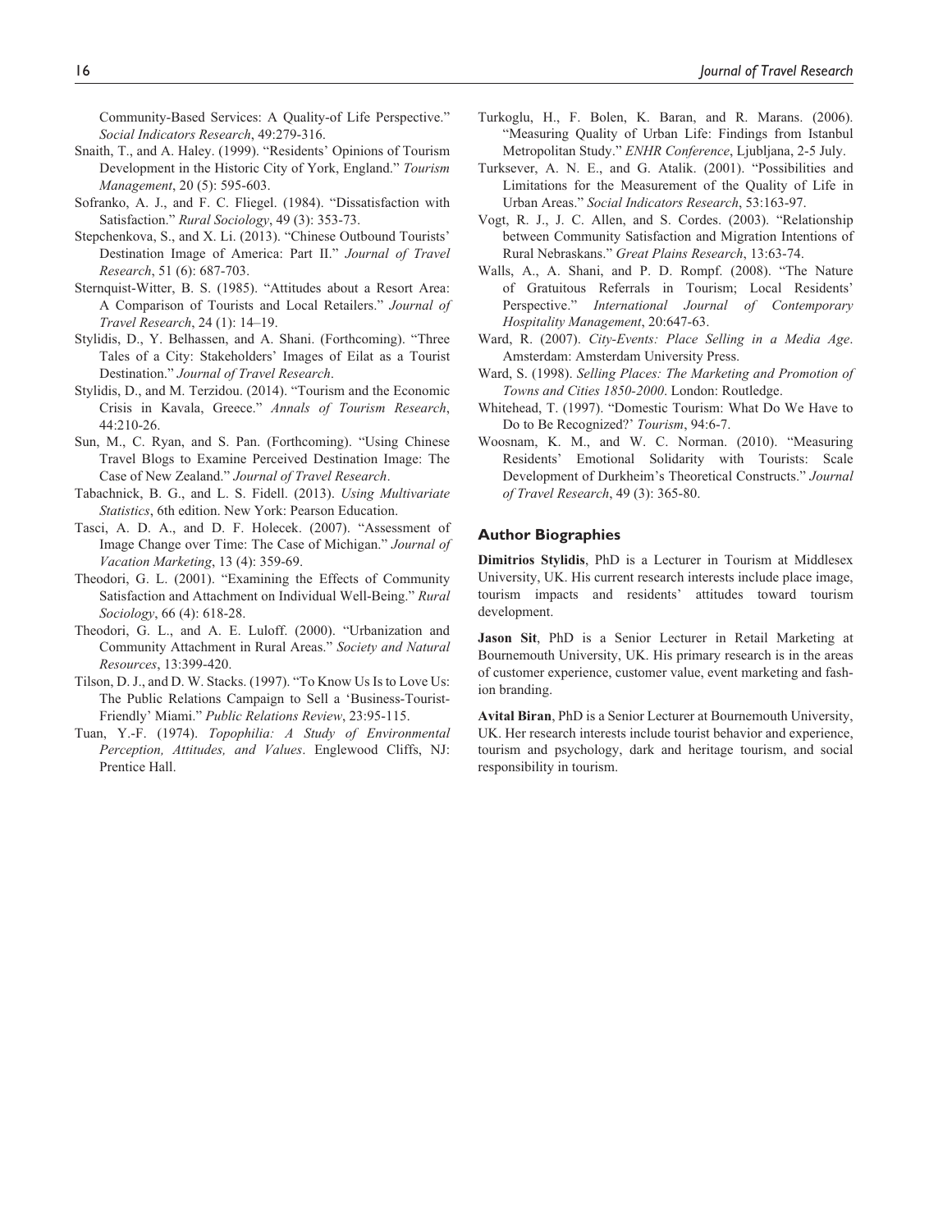Community-Based Services: A Quality-of Life Perspective." *Social Indicators Research*, 49:279-316.

Snaith, T., and A. Haley. (1999). "Residents' Opinions of Tourism Development in the Historic City of York, England." *Tourism Management*, 20 (5): 595-603.

Sofranko, A. J., and F. C. Fliegel. (1984). "Dissatisfaction with Satisfaction." *Rural Sociology*, 49 (3): 353-73.

Stepchenkova, S., and X. Li. (2013). "Chinese Outbound Tourists' Destination Image of America: Part II." *Journal of Travel Research*, 51 (6): 687-703.

Sternquist-Witter, B. S. (1985). "Attitudes about a Resort Area: A Comparison of Tourists and Local Retailers." *Journal of Travel Research*, 24 (1): 14–19.

Stylidis, D., Y. Belhassen, and A. Shani. (Forthcoming). "Three Tales of a City: Stakeholders' Images of Eilat as a Tourist Destination." *Journal of Travel Research*.

Stylidis, D., and M. Terzidou. (2014). "Tourism and the Economic Crisis in Kavala, Greece." *Annals of Tourism Research*, 44:210-26.

Sun, M., C. Ryan, and S. Pan. (Forthcoming). "Using Chinese Travel Blogs to Examine Perceived Destination Image: The Case of New Zealand." *Journal of Travel Research*.

Tabachnick, B. G., and L. S. Fidell. (2013). *Using Multivariate Statistics*, 6th edition. New York: Pearson Education.

Tasci, A. D. A., and D. F. Holecek. (2007). "Assessment of Image Change over Time: The Case of Michigan." *Journal of Vacation Marketing*, 13 (4): 359-69.

Theodori, G. L. (2001). "Examining the Effects of Community Satisfaction and Attachment on Individual Well-Being." *Rural Sociology*, 66 (4): 618-28.

Theodori, G. L., and A. E. Luloff. (2000). "Urbanization and Community Attachment in Rural Areas." *Society and Natural Resources*, 13:399-420.

Tilson, D. J., and D. W. Stacks. (1997). "To Know Us Is to Love Us: The Public Relations Campaign to Sell a 'Business-Tourist-Friendly' Miami." *Public Relations Review*, 23:95-115.

Tuan, Y.-F. (1974). *Topophilia: A Study of Environmental Perception, Attitudes, and Values*. Englewood Cliffs, NJ: Prentice Hall.

Turkoglu, H., F. Bolen, K. Baran, and R. Marans. (2006). "Measuring Quality of Urban Life: Findings from Istanbul Metropolitan Study." *ENHR Conference*, Ljubljana, 2-5 July.

Turksever, A. N. E., and G. Atalik. (2001). "Possibilities and Limitations for the Measurement of the Quality of Life in Urban Areas." *Social Indicators Research*, 53:163-97.

Vogt, R. J., J. C. Allen, and S. Cordes. (2003). "Relationship between Community Satisfaction and Migration Intentions of Rural Nebraskans." *Great Plains Research*, 13:63-74.

Walls, A., A. Shani, and P. D. Rompf. (2008). "The Nature of Gratuitous Referrals in Tourism; Local Residents' Perspective." *International Journal of Contemporary Hospitality Management*, 20:647-63.

Ward, R. (2007). *City-Events: Place Selling in a Media Age*. Amsterdam: Amsterdam University Press.

Ward, S. (1998). *Selling Places: The Marketing and Promotion of Towns and Cities 1850-2000*. London: Routledge.

Whitehead, T. (1997). "Domestic Tourism: What Do We Have to Do to Be Recognized?' *Tourism*, 94:6-7.

Woosnam, K. M., and W. C. Norman. (2010). "Measuring Residents' Emotional Solidarity with Tourists: Scale Development of Durkheim's Theoretical Constructs." *Journal of Travel Research*, 49 (3): 365-80.

## Author Biographies

**Dimitrios Stylidis**, PhD is a Lecturer in Tourism at Middlesex University, UK. His current research interests include place image, tourism impacts and residents' attitudes toward tourism development.

**Jason Sit**, PhD is a Senior Lecturer in Retail Marketing at Bournemouth University, UK. His primary research is in the areas of customer experience, customer value, event marketing and fashion branding.

**Avital Biran**, PhD is a Senior Lecturer at Bournemouth University, UK. Her research interests include tourist behavior and experience, tourism and psychology, dark and heritage tourism, and social responsibility in tourism.